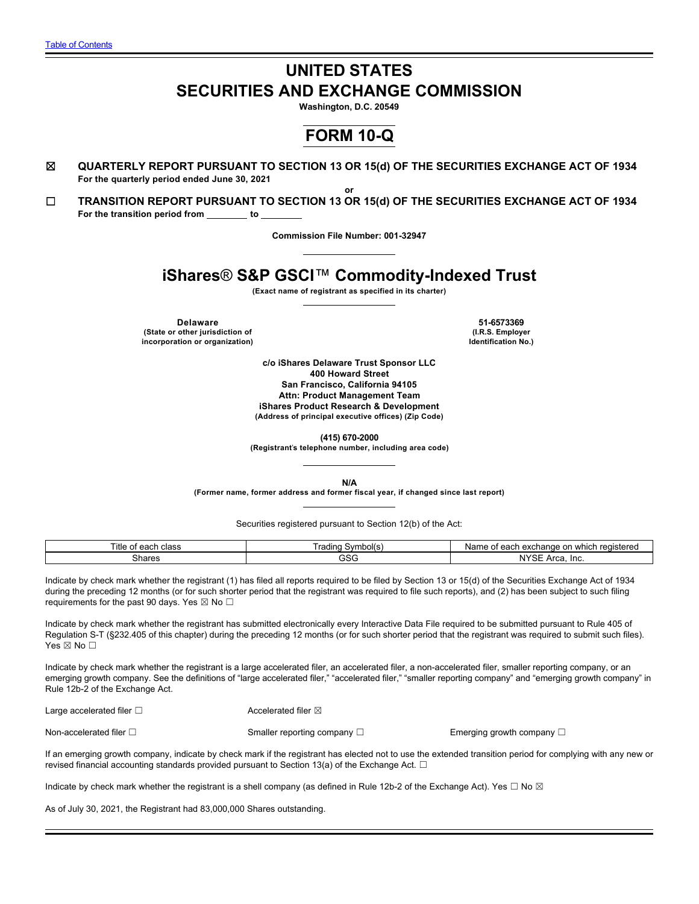Table of Contents

# UNITED STATES SECURITIES AND EXCHANGE COMMISSION

**Washington, D.C. 20549**

# FORM 10-Q

☒ **QUARTERLY REPORT PURSUANT TO SECTION 13 OR 15(d) OF THE SECURITIES EXCHANGE ACT OF 1934**
**For the quarterly period ended June 30, 2021**

**or**

☐ **TRANSITION REPORT PURSUANT TO SECTION 13 OR 15(d) OF THE SECURITIES EXCHANGE ACT OF 1934**
**For the transition period from \_\_\_\_\_\_\_\_ to \_\_\_\_\_\_\_\_**

**Commission File Number: 001-32947**

# iShares® S&P GSCI™ Commodity-Indexed Trust

**(Exact name of registrant as specified in its charter)**

| **Delaware** | **51-6573369** |
|---|---|
| **(State or other jurisdiction of incorporation or organization)** | **(I.R.S. Employer Identification No.)** |

**c/o iShares Delaware Trust Sponsor LLC**
**400 Howard Street**
**San Francisco, California 94105**
**Attn: Product Management Team**
**iShares Product Research & Development**
**(Address of principal executive offices) (Zip Code)**

**(415) 670-2000**
**(Registrant's telephone number, including area code)**

**N/A**
**(Former name, former address and former fiscal year, if changed since last report)**

Securities registered pursuant to Section 12(b) of the Act:

| Title of each class | Trading Symbol(s) | Name of each exchange on which registered |
|---|---|---|
| Shares | GSG | NYSE Arca, Inc. |

Indicate by check mark whether the registrant (1) has filed all reports required to be filed by Section 13 or 15(d) of the Securities Exchange Act of 1934 during the preceding 12 months (or for such shorter period that the registrant was required to file such reports), and (2) has been subject to such filing requirements for the past 90 days. Yes ☒ No ☐

Indicate by check mark whether the registrant has submitted electronically every Interactive Data File required to be submitted pursuant to Rule 405 of Regulation S-T (§232.405 of this chapter) during the preceding 12 months (or for such shorter period that the registrant was required to submit such files). Yes ☒ No ☐

Indicate by check mark whether the registrant is a large accelerated filer, an accelerated filer, a non-accelerated filer, smaller reporting company, or an emerging growth company. See the definitions of "large accelerated filer," "accelerated filer," "smaller reporting company" and "emerging growth company" in Rule 12b-2 of the Exchange Act.

Large accelerated filer ☐ Accelerated filer ☒

Non-accelerated filer ☐ Smaller reporting company ☐ Emerging growth company ☐

If an emerging growth company, indicate by check mark if the registrant has elected not to use the extended transition period for complying with any new or revised financial accounting standards provided pursuant to Section 13(a) of the Exchange Act. ☐

Indicate by check mark whether the registrant is a shell company (as defined in Rule 12b-2 of the Exchange Act). Yes ☐ No ☒

As of July 30, 2021, the Registrant had 83,000,000 Shares outstanding.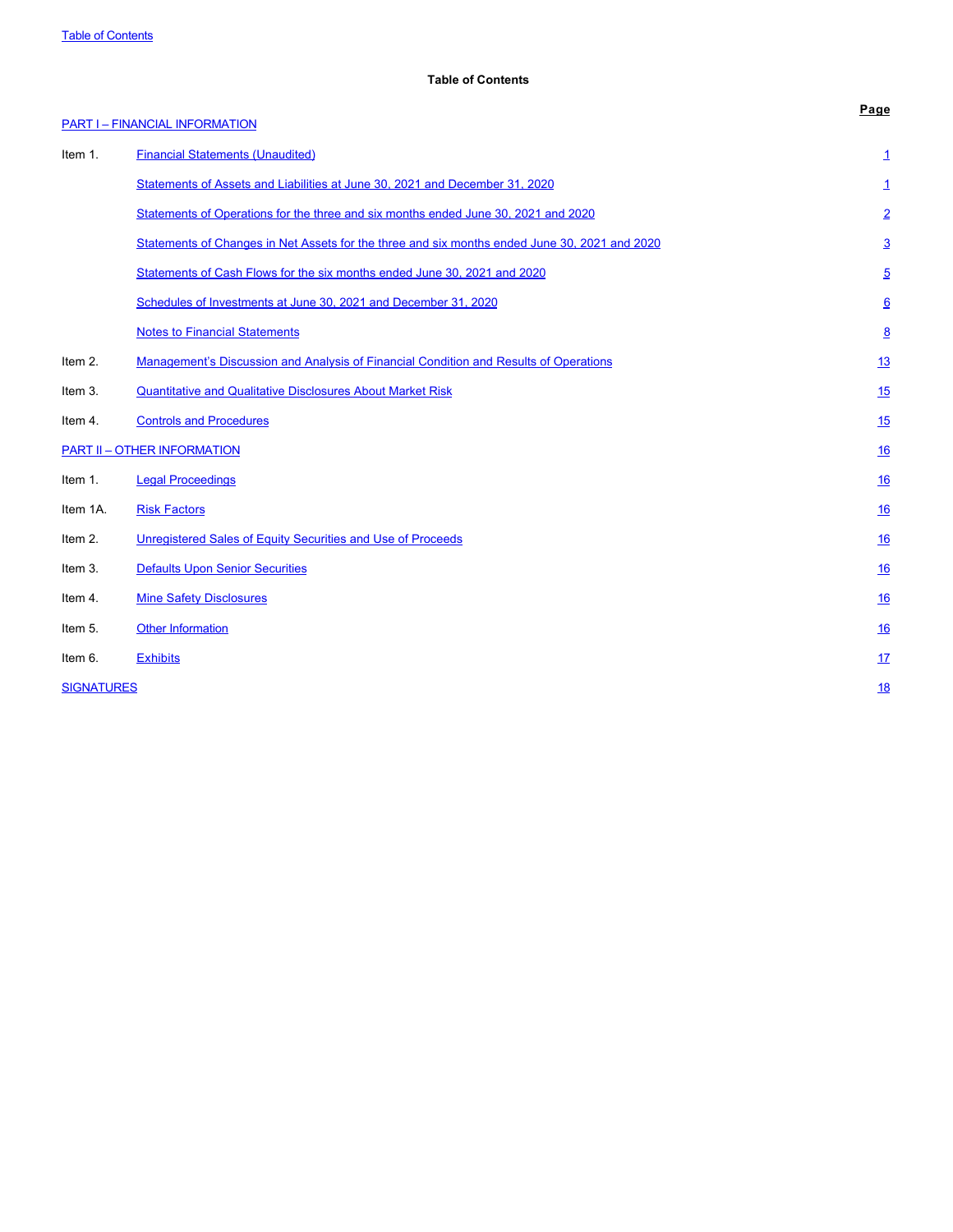# Table of Contents

| | | Page |
|---|---|---|
| PART I – FINANCIAL INFORMATION | | |
| Item 1. | Financial Statements (Unaudited) | 1 |
| | Statements of Assets and Liabilities at June 30, 2021 and December 31, 2020 | 1 |
| | Statements of Operations for the three and six months ended June 30, 2021 and 2020 | 2 |
| | Statements of Changes in Net Assets for the three and six months ended June 30, 2021 and 2020 | 3 |
| | Statements of Cash Flows for the six months ended June 30, 2021 and 2020 | 5 |
| | Schedules of Investments at June 30, 2021 and December 31, 2020 | 6 |
| | Notes to Financial Statements | 8 |
| Item 2. | Management's Discussion and Analysis of Financial Condition and Results of Operations | 13 |
| Item 3. | Quantitative and Qualitative Disclosures About Market Risk | 15 |
| Item 4. | Controls and Procedures | 15 |
| PART II – OTHER INFORMATION | | 16 |
| Item 1. | Legal Proceedings | 16 |
| Item 1A. | Risk Factors | 16 |
| Item 2. | Unregistered Sales of Equity Securities and Use of Proceeds | 16 |
| Item 3. | Defaults Upon Senior Securities | 16 |
| Item 4. | Mine Safety Disclosures | 16 |
| Item 5. | Other Information | 16 |
| Item 6. | Exhibits | 17 |
| SIGNATURES | | 18 |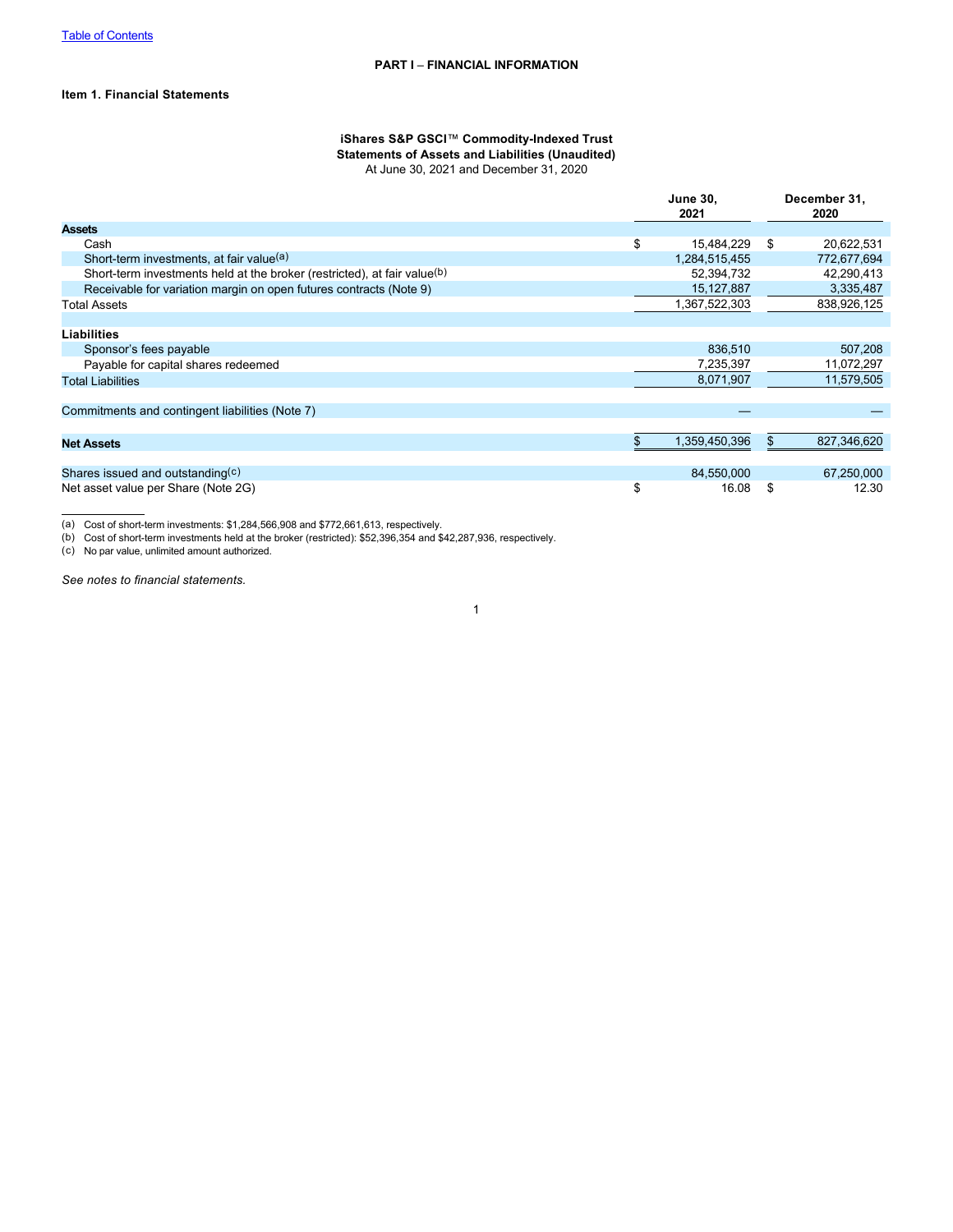[Table of Contents](#)

## PART I – FINANCIAL INFORMATION

### Item 1. Financial Statements

**iShares S&P GSCI™ Commodity-Indexed Trust**
**Statements of Assets and Liabilities (Unaudited)**
At June 30, 2021 and December 31, 2020

| | June 30, 2021 | December 31, 2020 |
|---|---|---|
| **Assets** | | |
| Cash | $ 15,484,229 | $ 20,622,531 |
| Short-term investments, at fair value[a] | 1,284,515,455 | 772,677,694 |
| Short-term investments held at the broker (restricted), at fair value[b] | 52,394,732 | 42,290,413 |
| Receivable for variation margin on open futures contracts (Note 9) | 15,127,887 | 3,335,487 |
| Total Assets | 1,367,522,303 | 838,926,125 |
| | | |
| **Liabilities** | | |
| Sponsor's fees payable | 836,510 | 507,208 |
| Payable for capital shares redeemed | 7,235,397 | 11,072,297 |
| Total Liabilities | 8,071,907 | 11,579,505 |
| | | |
| Commitments and contingent liabilities (Note 7) | — | — |
| | | |
| **Net Assets** | $ 1,359,450,396 | $ 827,346,620 |
| | | |
| Shares issued and outstanding[c] | 84,550,000 | 67,250,000 |
| Net asset value per Share (Note 2G) | $ 16.08 | $ 12.30 |

(a) Cost of short-term investments: $1,284,566,908 and $772,661,613, respectively.
(b) Cost of short-term investments held at the broker (restricted): $52,396,354 and $42,287,936, respectively.
(c) No par value, unlimited amount authorized.

*See notes to financial statements.*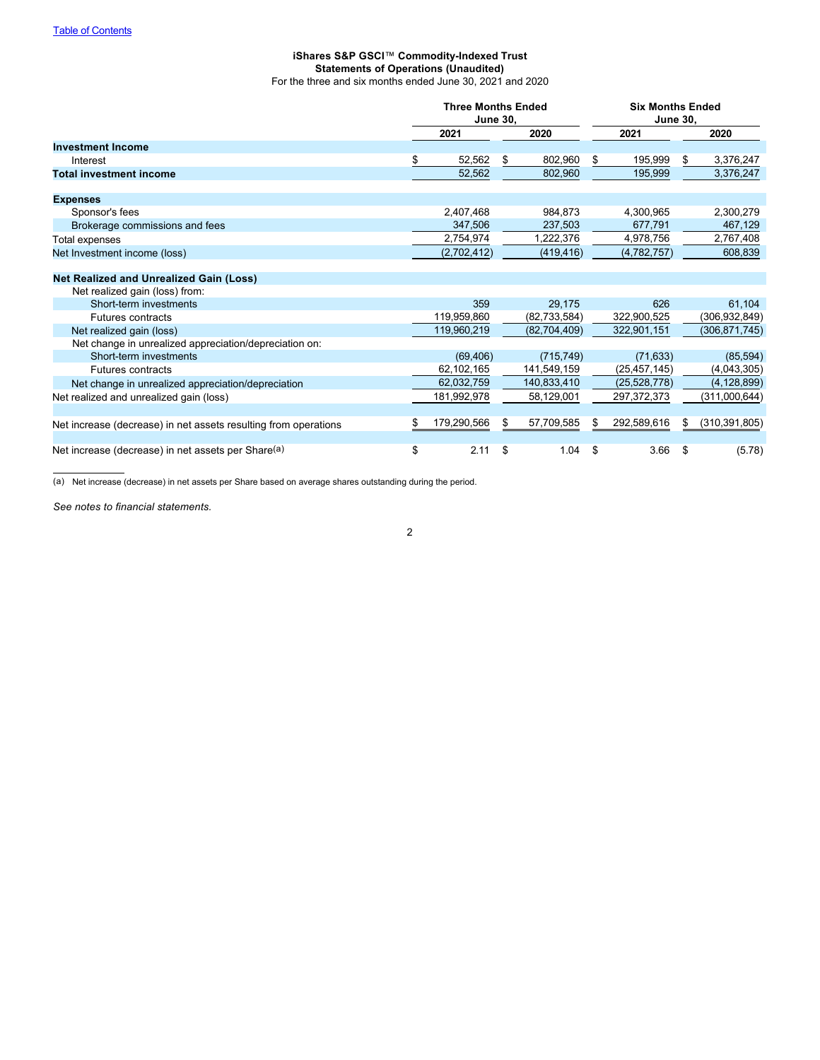[Table of Contents](#)

**iShares S&P GSCI™ Commodity-Indexed Trust**
**Statements of Operations (Unaudited)**
For the three and six months ended June 30, 2021 and 2020

| | Three Months Ended June 30, | | Six Months Ended June 30, | |
|---|---|---|---|---|
| | 2021 | 2020 | 2021 | 2020 |
| **Investment Income** | | | | |
| Interest | $ 52,562 | $ 802,960 | $ 195,999 | $ 3,376,247 |
| **Total investment income** | 52,562 | 802,960 | 195,999 | 3,376,247 |
| | | | | |
| **Expenses** | | | | |
| Sponsor's fees | 2,407,468 | 984,873 | 4,300,965 | 2,300,279 |
| Brokerage commissions and fees | 347,506 | 237,503 | 677,791 | 467,129 |
| Total expenses | 2,754,974 | 1,222,376 | 4,978,756 | 2,767,408 |
| Net Investment income (loss) | (2,702,412) | (419,416) | (4,782,757) | 608,839 |
| | | | | |
| **Net Realized and Unrealized Gain (Loss)** | | | | |
| Net realized gain (loss) from: | | | | |
| Short-term investments | 359 | 29,175 | 626 | 61,104 |
| Futures contracts | 119,959,860 | (82,733,584) | 322,900,525 | (306,932,849) |
| Net realized gain (loss) | 119,960,219 | (82,704,409) | 322,901,151 | (306,871,745) |
| Net change in unrealized appreciation/depreciation on: | | | | |
| Short-term investments | (69,406) | (715,749) | (71,633) | (85,594) |
| Futures contracts | 62,102,165 | 141,549,159 | (25,457,145) | (4,043,305) |
| Net change in unrealized appreciation/depreciation | 62,032,759 | 140,833,410 | (25,528,778) | (4,128,899) |
| Net realized and unrealized gain (loss) | 181,992,978 | 58,129,001 | 297,372,373 | (311,000,644) |
| | | | | |
| Net increase (decrease) in net assets resulting from operations | $ 179,290,566 | $ 57,709,585 | $ 292,589,616 | $ (310,391,805) |
| | | | | |
| Net increase (decrease) in net assets per Share[(a)] | $ 2.11 | $ 1.04 | $ 3.66 | $ (5.78) |

(a) Net increase (decrease) in net assets per Share based on average shares outstanding during the period.

*See notes to financial statements.*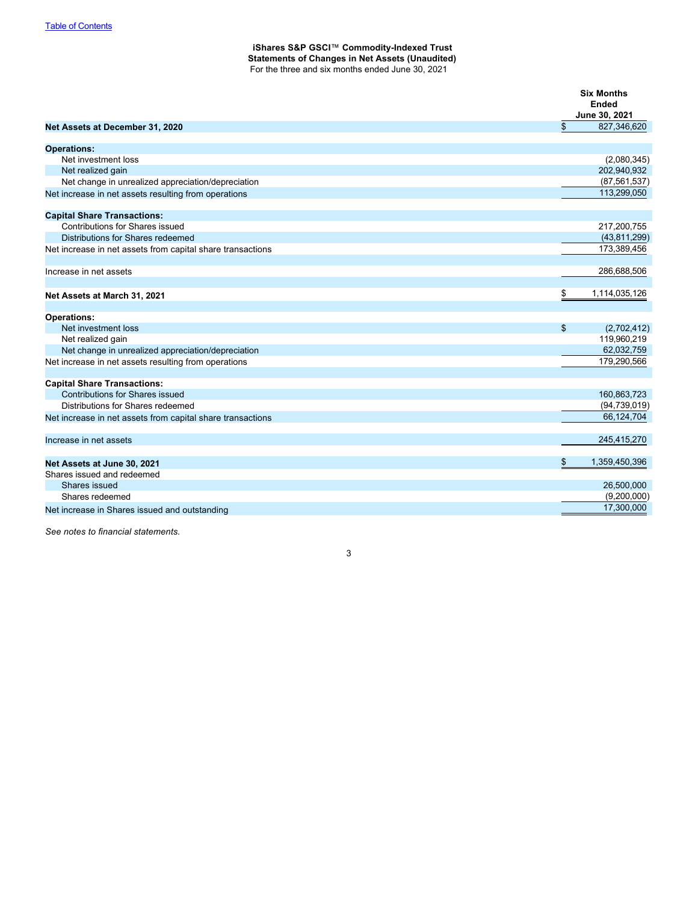Table of Contents

**iShares S&P GSCI™ Commodity-Indexed Trust**
**Statements of Changes in Net Assets (Unaudited)**
For the three and six months ended June 30, 2021

| | Six Months Ended June 30, 2021 |
|---|---|
| **Net Assets at December 31, 2020** | $ 827,346,620 |
| | |
| **Operations:** | |
| Net investment loss | (2,080,345) |
| Net realized gain | 202,940,932 |
| Net change in unrealized appreciation/depreciation | (87,561,537) |
| Net increase in net assets resulting from operations | 113,299,050 |
| | |
| **Capital Share Transactions:** | |
| Contributions for Shares issued | 217,200,755 |
| Distributions for Shares redeemed | (43,811,299) |
| Net increase in net assets from capital share transactions | 173,389,456 |
| | |
| Increase in net assets | 286,688,506 |
| | |
| **Net Assets at March 31, 2021** | $ 1,114,035,126 |
| | |
| **Operations:** | |
| Net investment loss | $ (2,702,412) |
| Net realized gain | 119,960,219 |
| Net change in unrealized appreciation/depreciation | 62,032,759 |
| Net increase in net assets resulting from operations | 179,290,566 |
| | |
| **Capital Share Transactions:** | |
| Contributions for Shares issued | 160,863,723 |
| Distributions for Shares redeemed | (94,739,019) |
| Net increase in net assets from capital share transactions | 66,124,704 |
| | |
| Increase in net assets | 245,415,270 |
| | |
| **Net Assets at June 30, 2021** | $ 1,359,450,396 |
| Shares issued and redeemed | |
| Shares issued | 26,500,000 |
| Shares redeemed | (9,200,000) |
| Net increase in Shares issued and outstanding | 17,300,000 |

*See notes to financial statements.*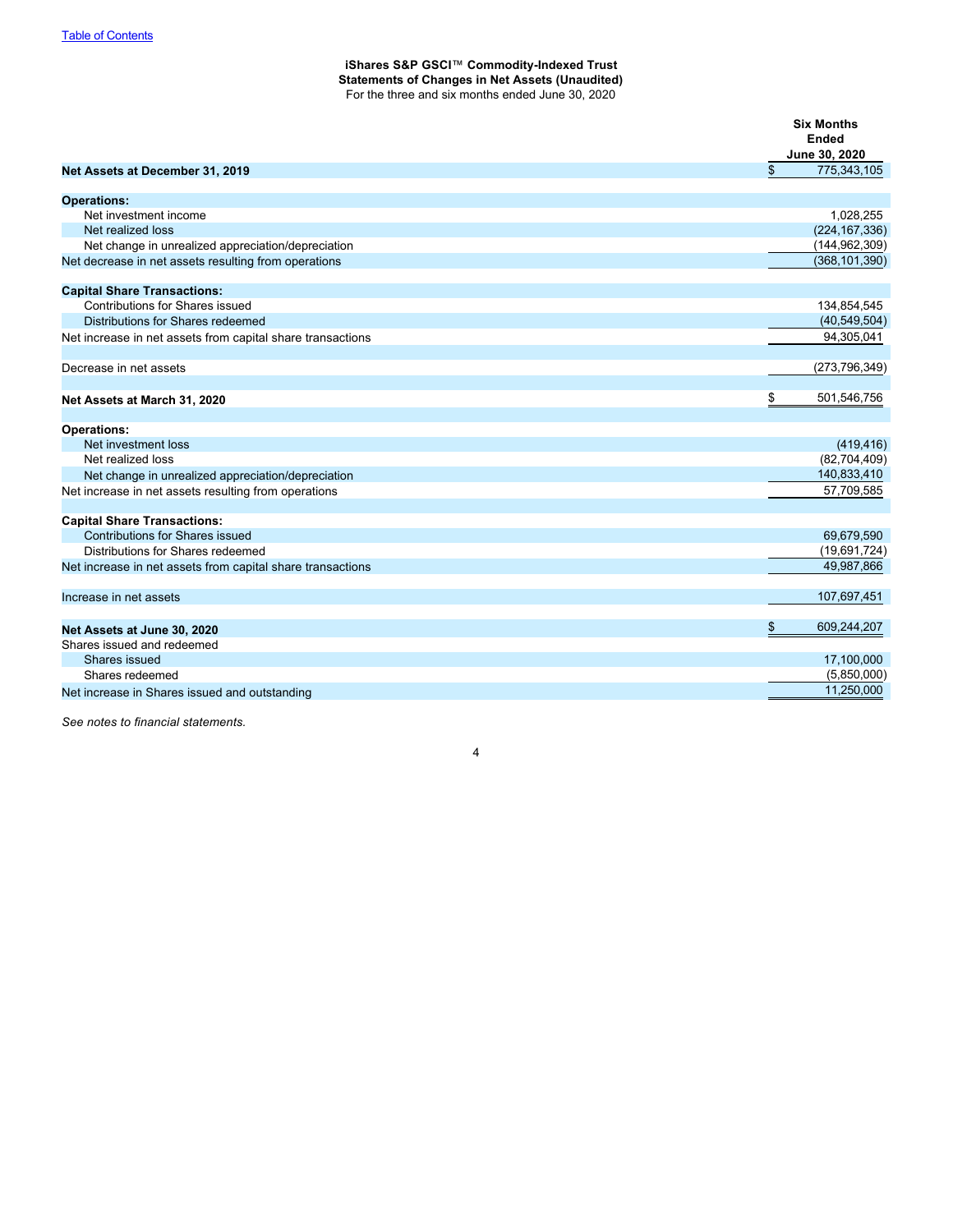"Table of Contents" link omitted? It's a running header link; omit.

**iShares S&P GSCI™ Commodity-Indexed Trust**
**Statements of Changes in Net Assets (Unaudited)**
For the three and six months ended June 30, 2020

| | Six Months Ended June 30, 2020 |
|---|---|
| **Net Assets at December 31, 2019** | $ 775,343,105 |
| | |
| **Operations:** | |
| Net investment income | 1,028,255 |
| Net realized loss | (224,167,336) |
| Net change in unrealized appreciation/depreciation | (144,962,309) |
| Net decrease in net assets resulting from operations | (368,101,390) |
| | |
| **Capital Share Transactions:** | |
| Contributions for Shares issued | 134,854,545 |
| Distributions for Shares redeemed | (40,549,504) |
| Net increase in net assets from capital share transactions | 94,305,041 |
| | |
| Decrease in net assets | (273,796,349) |
| | |
| **Net Assets at March 31, 2020** | $ 501,546,756 |
| | |
| **Operations:** | |
| Net investment loss | (419,416) |
| Net realized loss | (82,704,409) |
| Net change in unrealized appreciation/depreciation | 140,833,410 |
| Net increase in net assets resulting from operations | 57,709,585 |
| | |
| **Capital Share Transactions:** | |
| Contributions for Shares issued | 69,679,590 |
| Distributions for Shares redeemed | (19,691,724) |
| Net increase in net assets from capital share transactions | 49,987,866 |
| | |
| Increase in net assets | 107,697,451 |
| | |
| **Net Assets at June 30, 2020** | $ 609,244,207 |
| Shares issued and redeemed | |
| Shares issued | 17,100,000 |
| Shares redeemed | (5,850,000) |
| Net increase in Shares issued and outstanding | 11,250,000 |

*See notes to financial statements.*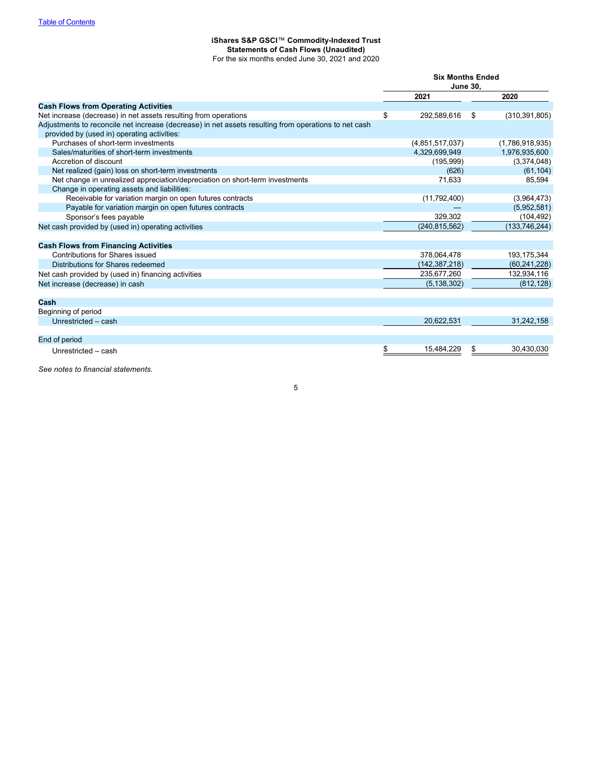**iShares S&P GSCI™ Commodity-Indexed Trust**
**Statements of Cash Flows (Unaudited)**
For the six months ended June 30, 2021 and 2020

| | Six Months Ended June 30, | |
|---|---|---|
| | 2021 | 2020 |
| **Cash Flows from Operating Activities** | | |
| Net increase (decrease) in net assets resulting from operations | $ 292,589,616 | $ (310,391,805) |
| Adjustments to reconcile net increase (decrease) in net assets resulting from operations to net cash provided by (used in) operating activities: | | |
| Purchases of short-term investments | (4,851,517,037) | (1,786,918,935) |
| Sales/maturities of short-term investments | 4,329,699,949 | 1,976,935,600 |
| Accretion of discount | (195,999) | (3,374,048) |
| Net realized (gain) loss on short-term investments | (626) | (61,104) |
| Net change in unrealized appreciation/depreciation on short-term investments | 71,633 | 85,594 |
| Change in operating assets and liabilities: | | |
| Receivable for variation margin on open futures contracts | (11,792,400) | (3,964,473) |
| Payable for variation margin on open futures contracts | — | (5,952,581) |
| Sponsor's fees payable | 329,302 | (104,492) |
| Net cash provided by (used in) operating activities | (240,815,562) | (133,746,244) |
| | | |
| **Cash Flows from Financing Activities** | | |
| Contributions for Shares issued | 378,064,478 | 193,175,344 |
| Distributions for Shares redeemed | (142,387,218) | (60,241,228) |
| Net cash provided by (used in) financing activities | 235,677,260 | 132,934,116 |
| Net increase (decrease) in cash | (5,138,302) | (812,128) |
| | | |
| **Cash** | | |
| Beginning of period | | |
| Unrestricted – cash | 20,622,531 | 31,242,158 |
| | | |
| End of period | | |
| Unrestricted – cash | $ 15,484,229 | $ 30,430,030 |

*See notes to financial statements.*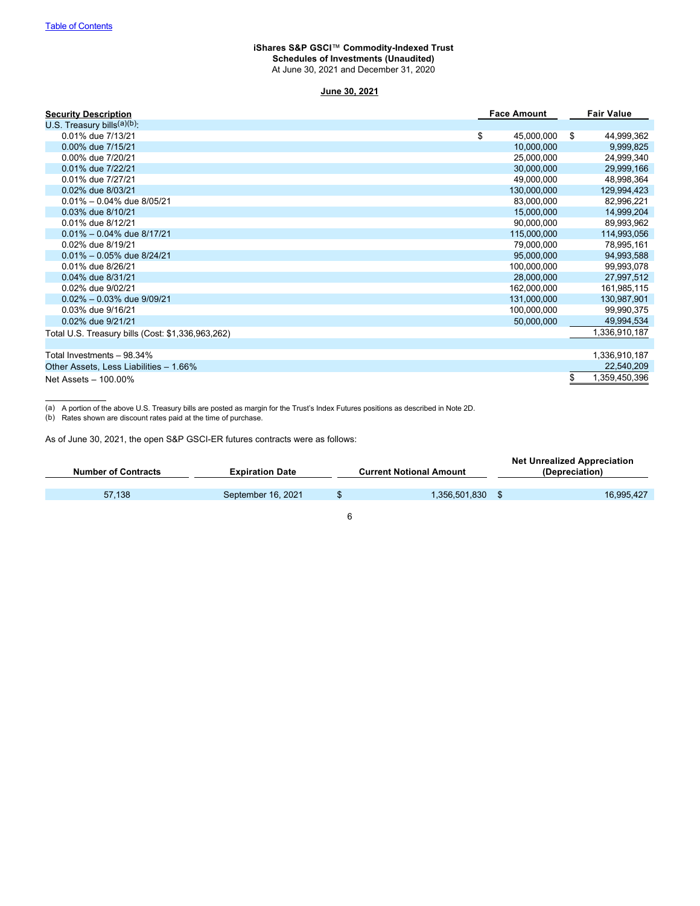**iShares S&P GSCI™ Commodity-Indexed Trust**
**Schedules of Investments (Unaudited)**
At June 30, 2021 and December 31, 2020

**June 30, 2021**

| Security Description | Face Amount | Fair Value |
|---|---|---|
| U.S. Treasury bills[(a)(b)]: | | |
| 0.01% due 7/13/21 | $ 45,000,000 | $ 44,999,362 |
| 0.00% due 7/15/21 | 10,000,000 | 9,999,825 |
| 0.00% due 7/20/21 | 25,000,000 | 24,999,340 |
| 0.01% due 7/22/21 | 30,000,000 | 29,999,166 |
| 0.01% due 7/27/21 | 49,000,000 | 48,998,364 |
| 0.02% due 8/03/21 | 130,000,000 | 129,994,423 |
| 0.01% – 0.04% due 8/05/21 | 83,000,000 | 82,996,221 |
| 0.03% due 8/10/21 | 15,000,000 | 14,999,204 |
| 0.01% due 8/12/21 | 90,000,000 | 89,993,962 |
| 0.01% – 0.04% due 8/17/21 | 115,000,000 | 114,993,056 |
| 0.02% due 8/19/21 | 79,000,000 | 78,995,161 |
| 0.01% – 0.05% due 8/24/21 | 95,000,000 | 94,993,588 |
| 0.01% due 8/26/21 | 100,000,000 | 99,993,078 |
| 0.04% due 8/31/21 | 28,000,000 | 27,997,512 |
| 0.02% due 9/02/21 | 162,000,000 | 161,985,115 |
| 0.02% – 0.03% due 9/09/21 | 131,000,000 | 130,987,901 |
| 0.03% due 9/16/21 | 100,000,000 | 99,990,375 |
| 0.02% due 9/21/21 | 50,000,000 | 49,994,534 |
| Total U.S. Treasury bills (Cost: $1,336,963,262) | | 1,336,910,187 |
| | | |
| Total Investments – 98.34% | | 1,336,910,187 |
| Other Assets, Less Liabilities – 1.66% | | 22,540,209 |
| Net Assets – 100.00% | | $ 1,359,450,396 |

(a) A portion of the above U.S. Treasury bills are posted as margin for the Trust's Index Futures positions as described in Note 2D.
(b) Rates shown are discount rates paid at the time of purchase.

As of June 30, 2021, the open S&P GSCI-ER futures contracts were as follows:

| Number of Contracts | Expiration Date | Current Notional Amount | Net Unrealized Appreciation (Depreciation) |
|---|---|---|---|
| 57,138 | September 16, 2021 | $ 1,356,501,830 | $ 16,995,427 |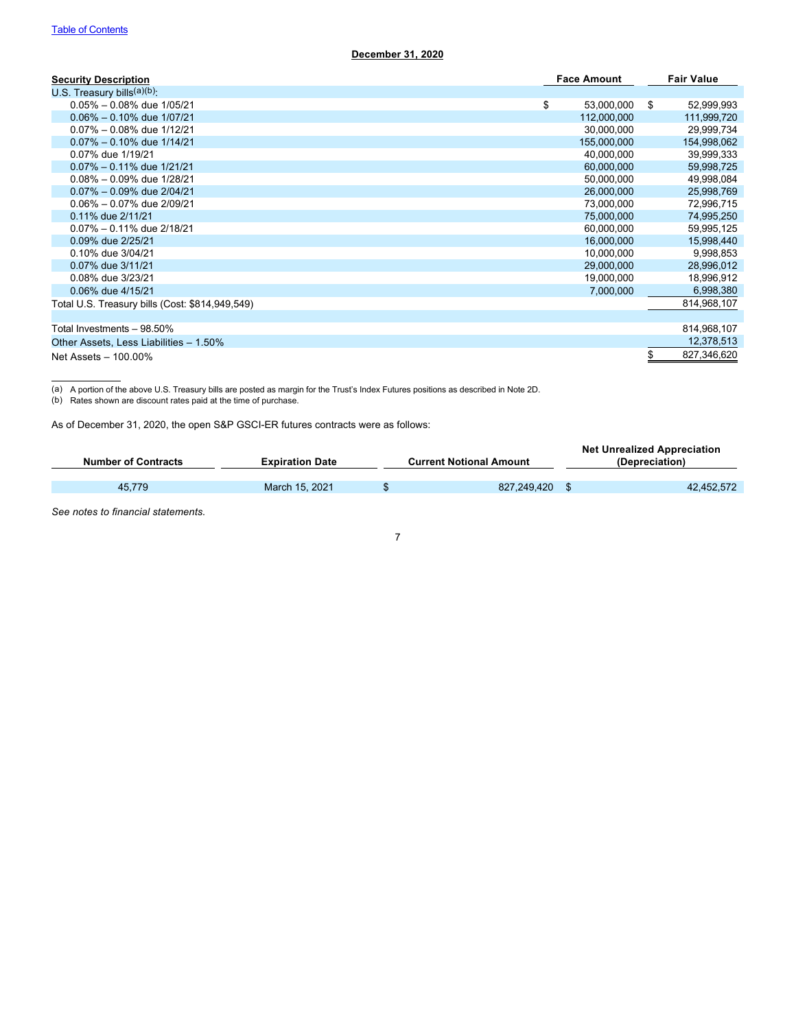[Table of Contents](#)

**December 31, 2020**

| Security Description | Face Amount | Fair Value |
|---|---|---|
| U.S. Treasury bills[a][b]: | | |
| 0.05% – 0.08% due 1/05/21 | $ 53,000,000 | $ 52,999,993 |
| 0.06% – 0.10% due 1/07/21 | 112,000,000 | 111,999,720 |
| 0.07% – 0.08% due 1/12/21 | 30,000,000 | 29,999,734 |
| 0.07% – 0.10% due 1/14/21 | 155,000,000 | 154,998,062 |
| 0.07% due 1/19/21 | 40,000,000 | 39,999,333 |
| 0.07% – 0.11% due 1/21/21 | 60,000,000 | 59,998,725 |
| 0.08% – 0.09% due 1/28/21 | 50,000,000 | 49,998,084 |
| 0.07% – 0.09% due 2/04/21 | 26,000,000 | 25,998,769 |
| 0.06% – 0.07% due 2/09/21 | 73,000,000 | 72,996,715 |
| 0.11% due 2/11/21 | 75,000,000 | 74,995,250 |
| 0.07% – 0.11% due 2/18/21 | 60,000,000 | 59,995,125 |
| 0.09% due 2/25/21 | 16,000,000 | 15,998,440 |
| 0.10% due 3/04/21 | 10,000,000 | 9,998,853 |
| 0.07% due 3/11/21 | 29,000,000 | 28,996,012 |
| 0.08% due 3/23/21 | 19,000,000 | 18,996,912 |
| 0.06% due 4/15/21 | 7,000,000 | 6,998,380 |
| Total U.S. Treasury bills (Cost: $814,949,549) | | 814,968,107 |
| | | |
| Total Investments – 98.50% | | 814,968,107 |
| Other Assets, Less Liabilities – 1.50% | | 12,378,513 |
| Net Assets – 100.00% | | $ 827,346,620 |

(a) A portion of the above U.S. Treasury bills are posted as margin for the Trust's Index Futures positions as described in Note 2D.
(b) Rates shown are discount rates paid at the time of purchase.

As of December 31, 2020, the open S&P GSCI-ER futures contracts were as follows:

| Number of Contracts | Expiration Date | Current Notional Amount | Net Unrealized Appreciation (Depreciation) |
|---|---|---|---|
| 45,779 | March 15, 2021 | $ 827,249,420 | $ 42,452,572 |

*See notes to financial statements.*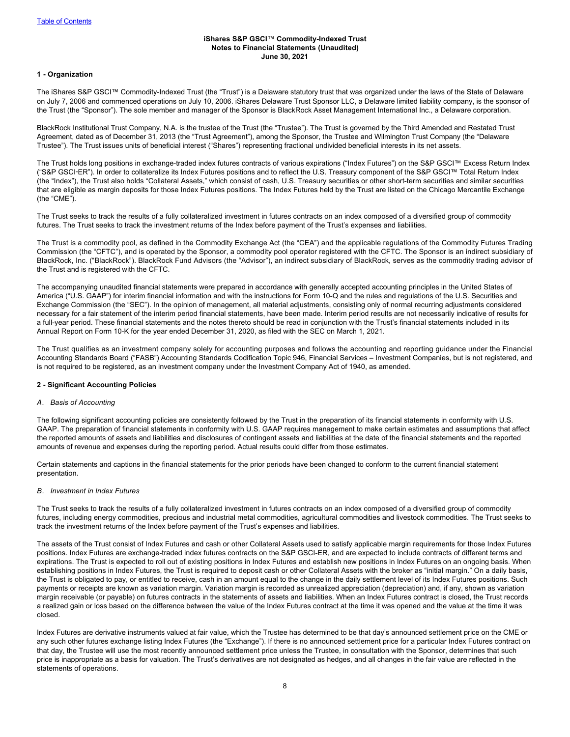**iShares S&P GSCI™ Commodity-Indexed Trust**
**Notes to Financial Statements (Unaudited)**
**June 30, 2021**

## 1 - Organization

The iShares S&P GSCI™ Commodity-Indexed Trust (the "Trust") is a Delaware statutory trust that was organized under the laws of the State of Delaware on July 7, 2006 and commenced operations on July 10, 2006. iShares Delaware Trust Sponsor LLC, a Delaware limited liability company, is the sponsor of the Trust (the "Sponsor"). The sole member and manager of the Sponsor is BlackRock Asset Management International Inc., a Delaware corporation.

BlackRock Institutional Trust Company, N.A. is the trustee of the Trust (the "Trustee"). The Trust is governed by the Third Amended and Restated Trust Agreement, dated as of December 31, 2013 (the "Trust Agreement"), among the Sponsor, the Trustee and Wilmington Trust Company (the "Delaware Trustee"). The Trust issues units of beneficial interest ("Shares") representing fractional undivided beneficial interests in its net assets.

The Trust holds long positions in exchange-traded index futures contracts of various expirations ("Index Futures") on the S&P GSCI™ Excess Return Index ("S&P GSCI-ER"). In order to collateralize its Index Futures positions and to reflect the U.S. Treasury component of the S&P GSCI™ Total Return Index (the "Index"), the Trust also holds "Collateral Assets," which consist of cash, U.S. Treasury securities or other short-term securities and similar securities that are eligible as margin deposits for those Index Futures positions. The Index Futures held by the Trust are listed on the Chicago Mercantile Exchange (the "CME").

The Trust seeks to track the results of a fully collateralized investment in futures contracts on an index composed of a diversified group of commodity futures. The Trust seeks to track the investment returns of the Index before payment of the Trust's expenses and liabilities.

The Trust is a commodity pool, as defined in the Commodity Exchange Act (the "CEA") and the applicable regulations of the Commodity Futures Trading Commission (the "CFTC"), and is operated by the Sponsor, a commodity pool operator registered with the CFTC. The Sponsor is an indirect subsidiary of BlackRock, Inc. ("BlackRock"). BlackRock Fund Advisors (the "Advisor"), an indirect subsidiary of BlackRock, serves as the commodity trading advisor of the Trust and is registered with the CFTC.

The accompanying unaudited financial statements were prepared in accordance with generally accepted accounting principles in the United States of America ("U.S. GAAP") for interim financial information and with the instructions for Form 10-Q and the rules and regulations of the U.S. Securities and Exchange Commission (the "SEC"). In the opinion of management, all material adjustments, consisting only of normal recurring adjustments considered necessary for a fair statement of the interim period financial statements, have been made. Interim period results are not necessarily indicative of results for a full-year period. These financial statements and the notes thereto should be read in conjunction with the Trust's financial statements included in its Annual Report on Form 10-K for the year ended December 31, 2020, as filed with the SEC on March 1, 2021.

The Trust qualifies as an investment company solely for accounting purposes and follows the accounting and reporting guidance under the Financial Accounting Standards Board ("FASB") Accounting Standards Codification Topic 946, Financial Services – Investment Companies, but is not registered, and is not required to be registered, as an investment company under the Investment Company Act of 1940, as amended.

## 2 - Significant Accounting Policies

### *A. Basis of Accounting*

The following significant accounting policies are consistently followed by the Trust in the preparation of its financial statements in conformity with U.S. GAAP. The preparation of financial statements in conformity with U.S. GAAP requires management to make certain estimates and assumptions that affect the reported amounts of assets and liabilities and disclosures of contingent assets and liabilities at the date of the financial statements and the reported amounts of revenue and expenses during the reporting period. Actual results could differ from those estimates.

Certain statements and captions in the financial statements for the prior periods have been changed to conform to the current financial statement presentation.

### *B. Investment in Index Futures*

The Trust seeks to track the results of a fully collateralized investment in futures contracts on an index composed of a diversified group of commodity futures, including energy commodities, precious and industrial metal commodities, agricultural commodities and livestock commodities. The Trust seeks to track the investment returns of the Index before payment of the Trust's expenses and liabilities.

The assets of the Trust consist of Index Futures and cash or other Collateral Assets used to satisfy applicable margin requirements for those Index Futures positions. Index Futures are exchange-traded index futures contracts on the S&P GSCI-ER, and are expected to include contracts of different terms and expirations. The Trust is expected to roll out of existing positions in Index Futures and establish new positions in Index Futures on an ongoing basis. When establishing positions in Index Futures, the Trust is required to deposit cash or other Collateral Assets with the broker as "initial margin." On a daily basis, the Trust is obligated to pay, or entitled to receive, cash in an amount equal to the change in the daily settlement level of its Index Futures positions. Such payments or receipts are known as variation margin. Variation margin is recorded as unrealized appreciation (depreciation) and, if any, shown as variation margin receivable (or payable) on futures contracts in the statements of assets and liabilities. When an Index Futures contract is closed, the Trust records a realized gain or loss based on the difference between the value of the Index Futures contract at the time it was opened and the value at the time it was closed.

Index Futures are derivative instruments valued at fair value, which the Trustee has determined to be that day's announced settlement price on the CME or any such other futures exchange listing Index Futures (the "Exchange"). If there is no announced settlement price for a particular Index Futures contract on that day, the Trustee will use the most recently announced settlement price unless the Trustee, in consultation with the Sponsor, determines that such price is inappropriate as a basis for valuation. The Trust's derivatives are not designated as hedges, and all changes in the fair value are reflected in the statements of operations.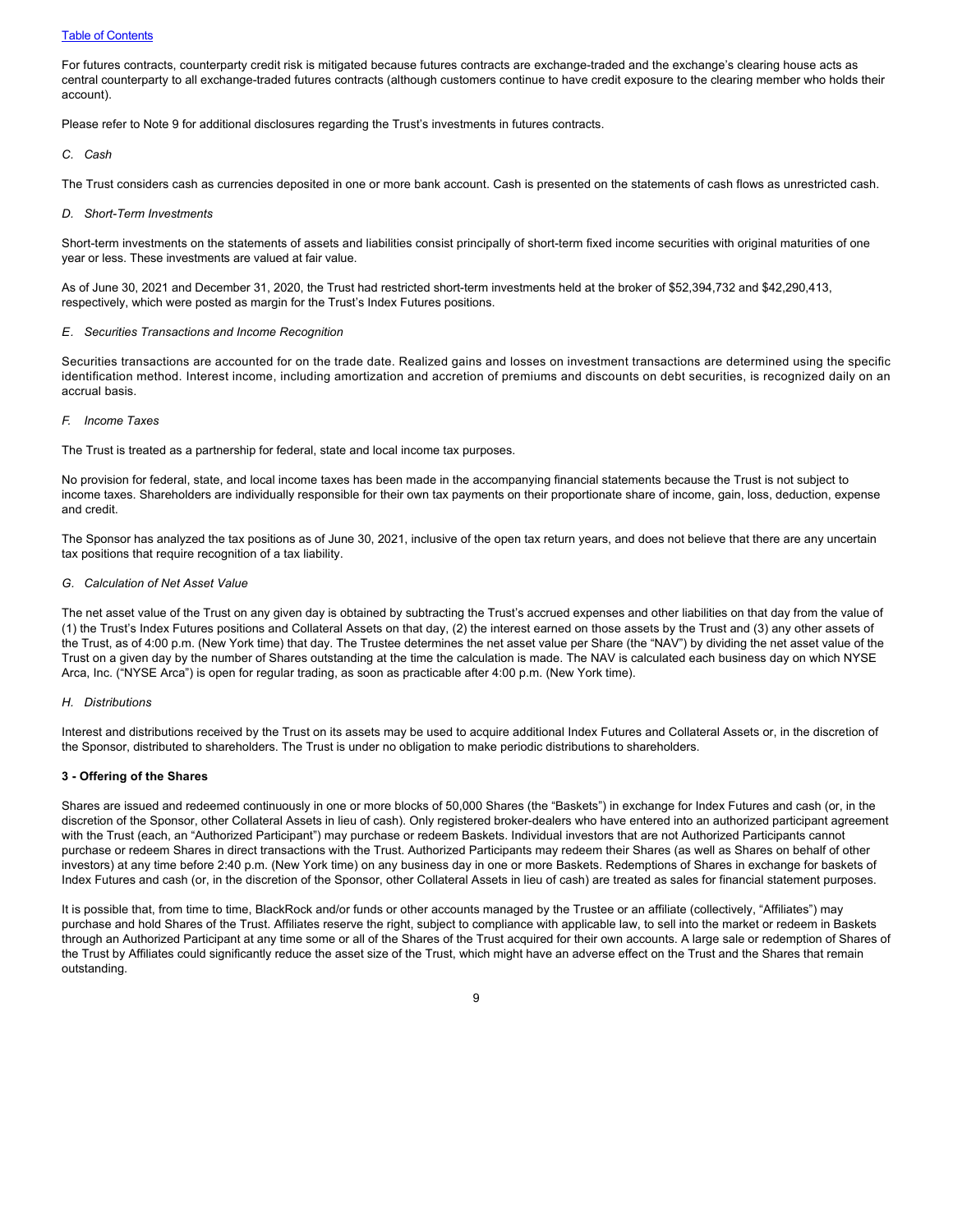For futures contracts, counterparty credit risk is mitigated because futures contracts are exchange-traded and the exchange's clearing house acts as central counterparty to all exchange-traded futures contracts (although customers continue to have credit exposure to the clearing member who holds their account).

Please refer to Note 9 for additional disclosures regarding the Trust's investments in futures contracts.

*C. Cash*

The Trust considers cash as currencies deposited in one or more bank account. Cash is presented on the statements of cash flows as unrestricted cash.

*D. Short-Term Investments*

Short-term investments on the statements of assets and liabilities consist principally of short-term fixed income securities with original maturities of one year or less. These investments are valued at fair value.

As of June 30, 2021 and December 31, 2020, the Trust had restricted short-term investments held at the broker of $52,394,732 and $42,290,413, respectively, which were posted as margin for the Trust's Index Futures positions.

*E. Securities Transactions and Income Recognition*

Securities transactions are accounted for on the trade date. Realized gains and losses on investment transactions are determined using the specific identification method. Interest income, including amortization and accretion of premiums and discounts on debt securities, is recognized daily on an accrual basis.

*F. Income Taxes*

The Trust is treated as a partnership for federal, state and local income tax purposes.

No provision for federal, state, and local income taxes has been made in the accompanying financial statements because the Trust is not subject to income taxes. Shareholders are individually responsible for their own tax payments on their proportionate share of income, gain, loss, deduction, expense and credit.

The Sponsor has analyzed the tax positions as of June 30, 2021, inclusive of the open tax return years, and does not believe that there are any uncertain tax positions that require recognition of a tax liability.

*G. Calculation of Net Asset Value*

The net asset value of the Trust on any given day is obtained by subtracting the Trust's accrued expenses and other liabilities on that day from the value of (1) the Trust's Index Futures positions and Collateral Assets on that day, (2) the interest earned on those assets by the Trust and (3) any other assets of the Trust, as of 4:00 p.m. (New York time) that day. The Trustee determines the net asset value per Share (the "NAV") by dividing the net asset value of the Trust on a given day by the number of Shares outstanding at the time the calculation is made. The NAV is calculated each business day on which NYSE Arca, Inc. ("NYSE Arca") is open for regular trading, as soon as practicable after 4:00 p.m. (New York time).

*H. Distributions*

Interest and distributions received by the Trust on its assets may be used to acquire additional Index Futures and Collateral Assets or, in the discretion of the Sponsor, distributed to shareholders. The Trust is under no obligation to make periodic distributions to shareholders.

**3 - Offering of the Shares**

Shares are issued and redeemed continuously in one or more blocks of 50,000 Shares (the "Baskets") in exchange for Index Futures and cash (or, in the discretion of the Sponsor, other Collateral Assets in lieu of cash). Only registered broker-dealers who have entered into an authorized participant agreement with the Trust (each, an "Authorized Participant") may purchase or redeem Baskets. Individual investors that are not Authorized Participants cannot purchase or redeem Shares in direct transactions with the Trust. Authorized Participants may redeem their Shares (as well as Shares on behalf of other investors) at any time before 2:40 p.m. (New York time) on any business day in one or more Baskets. Redemptions of Shares in exchange for baskets of Index Futures and cash (or, in the discretion of the Sponsor, other Collateral Assets in lieu of cash) are treated as sales for financial statement purposes.

It is possible that, from time to time, BlackRock and/or funds or other accounts managed by the Trustee or an affiliate (collectively, "Affiliates") may purchase and hold Shares of the Trust. Affiliates reserve the right, subject to compliance with applicable law, to sell into the market or redeem in Baskets through an Authorized Participant at any time some or all of the Shares of the Trust acquired for their own accounts. A large sale or redemption of Shares of the Trust by Affiliates could significantly reduce the asset size of the Trust, which might have an adverse effect on the Trust and the Shares that remain outstanding.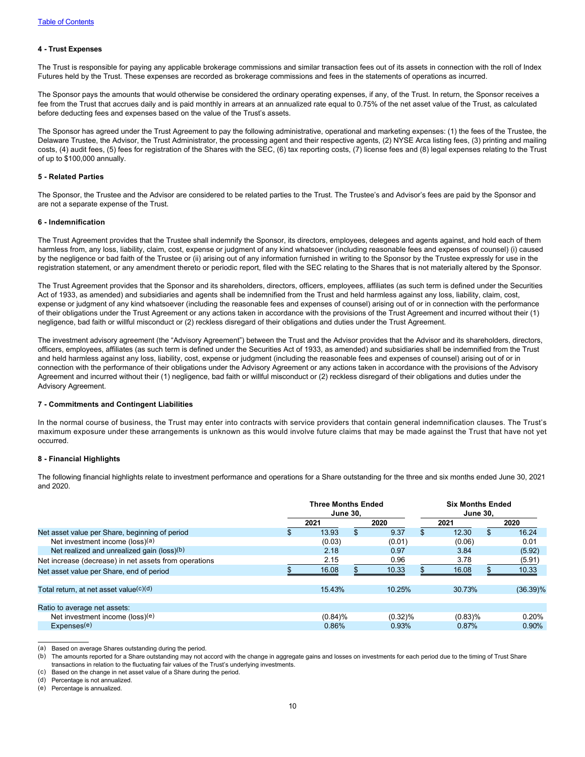[Table of Contents](#)

#### 4 - Trust Expenses

The Trust is responsible for paying any applicable brokerage commissions and similar transaction fees out of its assets in connection with the roll of Index Futures held by the Trust. These expenses are recorded as brokerage commissions and fees in the statements of operations as incurred.

The Sponsor pays the amounts that would otherwise be considered the ordinary operating expenses, if any, of the Trust. In return, the Sponsor receives a fee from the Trust that accrues daily and is paid monthly in arrears at an annualized rate equal to 0.75% of the net asset value of the Trust, as calculated before deducting fees and expenses based on the value of the Trust's assets.

The Sponsor has agreed under the Trust Agreement to pay the following administrative, operational and marketing expenses: (1) the fees of the Trustee, the Delaware Trustee, the Advisor, the Trust Administrator, the processing agent and their respective agents, (2) NYSE Arca listing fees, (3) printing and mailing costs, (4) audit fees, (5) fees for registration of the Shares with the SEC, (6) tax reporting costs, (7) license fees and (8) legal expenses relating to the Trust of up to $100,000 annually.

#### 5 - Related Parties

The Sponsor, the Trustee and the Advisor are considered to be related parties to the Trust. The Trustee's and Advisor's fees are paid by the Sponsor and are not a separate expense of the Trust.

#### 6 - Indemnification

The Trust Agreement provides that the Trustee shall indemnify the Sponsor, its directors, employees, delegees and agents against, and hold each of them harmless from, any loss, liability, claim, cost, expense or judgment of any kind whatsoever (including reasonable fees and expenses of counsel) (i) caused by the negligence or bad faith of the Trustee or (ii) arising out of any information furnished in writing to the Sponsor by the Trustee expressly for use in the registration statement, or any amendment thereto or periodic report, filed with the SEC relating to the Shares that is not materially altered by the Sponsor.

The Trust Agreement provides that the Sponsor and its shareholders, directors, officers, employees, affiliates (as such term is defined under the Securities Act of 1933, as amended) and subsidiaries and agents shall be indemnified from the Trust and held harmless against any loss, liability, claim, cost, expense or judgment of any kind whatsoever (including the reasonable fees and expenses of counsel) arising out of or in connection with the performance of their obligations under the Trust Agreement or any actions taken in accordance with the provisions of the Trust Agreement and incurred without their (1) negligence, bad faith or willful misconduct or (2) reckless disregard of their obligations and duties under the Trust Agreement.

The investment advisory agreement (the "Advisory Agreement") between the Trust and the Advisor provides that the Advisor and its shareholders, directors, officers, employees, affiliates (as such term is defined under the Securities Act of 1933, as amended) and subsidiaries shall be indemnified from the Trust and held harmless against any loss, liability, cost, expense or judgment (including the reasonable fees and expenses of counsel) arising out of or in connection with the performance of their obligations under the Advisory Agreement or any actions taken in accordance with the provisions of the Advisory Agreement and incurred without their (1) negligence, bad faith or willful misconduct or (2) reckless disregard of their obligations and duties under the Advisory Agreement.

#### 7 - Commitments and Contingent Liabilities

In the normal course of business, the Trust may enter into contracts with service providers that contain general indemnification clauses. The Trust's maximum exposure under these arrangements is unknown as this would involve future claims that may be made against the Trust that have not yet occurred.

#### 8 - Financial Highlights

The following financial highlights relate to investment performance and operations for a Share outstanding for the three and six months ended June 30, 2021 and 2020.

| | Three Months Ended June 30, | | Six Months Ended June 30, | |
|---|---|---|---|---|
| | 2021 | 2020 | 2021 | 2020 |
| Net asset value per Share, beginning of period | $ 13.93 | $ 9.37 | $ 12.30 | $ 16.24 |
| Net investment income (loss)[(a)] | (0.03) | (0.01) | (0.06) | 0.01 |
| Net realized and unrealized gain (loss)[(b)] | 2.18 | 0.97 | 3.84 | (5.92) |
| Net increase (decrease) in net assets from operations | 2.15 | 0.96 | 3.78 | (5.91) |
| Net asset value per Share, end of period | $ 16.08 | $ 10.33 | $ 16.08 | $ 10.33 |
| | | | | |
| Total return, at net asset value[(c)(d)] | 15.43% | 10.25% | 30.73% | (36.39)% |
| | | | | |
| Ratio to average net assets: | | | | |
| Net investment income (loss)[(e)] | (0.84)% | (0.32)% | (0.83)% | 0.20% |
| Expenses[(e)] | 0.86% | 0.93% | 0.87% | 0.90% |

(a) Based on average Shares outstanding during the period.

(b) The amounts reported for a Share outstanding may not accord with the change in aggregate gains and losses on investments for each period due to the timing of Trust Share transactions in relation to the fluctuating fair values of the Trust's underlying investments.

(c) Based on the change in net asset value of a Share during the period.

(d) Percentage is not annualized.

(e) Percentage is annualized.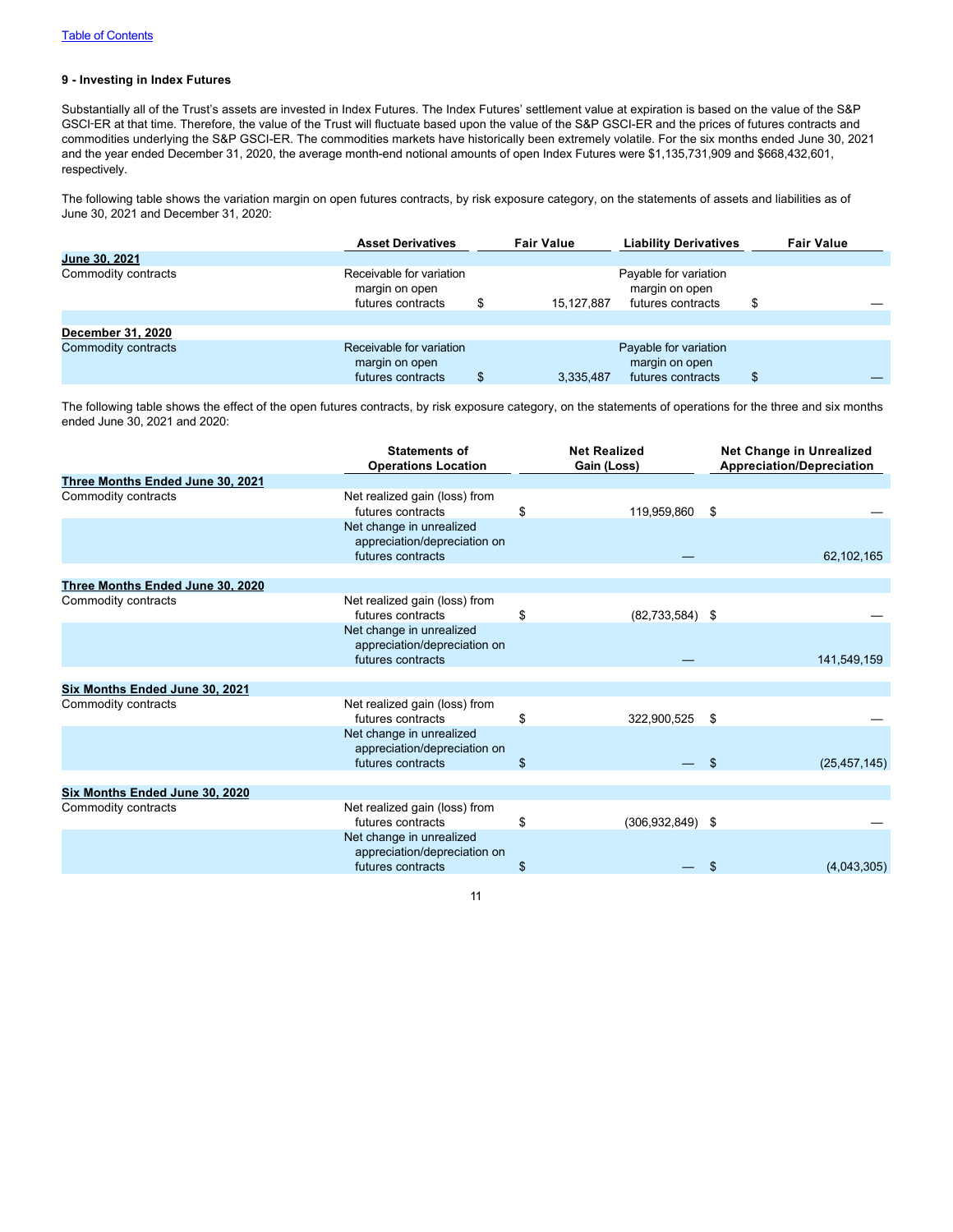### 9 - Investing in Index Futures

Substantially all of the Trust's assets are invested in Index Futures. The Index Futures' settlement value at expiration is based on the value of the S&P GSCI-ER at that time. Therefore, the value of the Trust will fluctuate based upon the value of the S&P GSCI-ER and the prices of futures contracts and commodities underlying the S&P GSCI-ER. The commodities markets have historically been extremely volatile. For the six months ended June 30, 2021 and the year ended December 31, 2020, the average month-end notional amounts of open Index Futures were $1,135,731,909 and $668,432,601, respectively.

The following table shows the variation margin on open futures contracts, by risk exposure category, on the statements of assets and liabilities as of June 30, 2021 and December 31, 2020:

| | Asset Derivatives | Fair Value | Liability Derivatives | Fair Value |
|---|---|---|---|---|
| **June 30, 2021** | | | | |
| Commodity contracts | Receivable for variation margin on open futures contracts | $ 15,127,887 | Payable for variation margin on open futures contracts | $ — |
| **December 31, 2020** | | | | |
| Commodity contracts | Receivable for variation margin on open futures contracts | $ 3,335,487 | Payable for variation margin on open futures contracts | $ — |

The following table shows the effect of the open futures contracts, by risk exposure category, on the statements of operations for the three and six months ended June 30, 2021 and 2020:

| | Statements of Operations Location | Net Realized Gain (Loss) | Net Change in Unrealized Appreciation/Depreciation |
|---|---|---|---|
| **Three Months Ended June 30, 2021** | | | |
| Commodity contracts | Net realized gain (loss) from futures contracts | $ 119,959,860 | $ — |
| | Net change in unrealized appreciation/depreciation on futures contracts | — | 62,102,165 |
| **Three Months Ended June 30, 2020** | | | |
| Commodity contracts | Net realized gain (loss) from futures contracts | $ (82,733,584) | $ — |
| | Net change in unrealized appreciation/depreciation on futures contracts | — | 141,549,159 |
| **Six Months Ended June 30, 2021** | | | |
| Commodity contracts | Net realized gain (loss) from futures contracts | $ 322,900,525 | $ — |
| | Net change in unrealized appreciation/depreciation on futures contracts | $ — | $ (25,457,145) |
| **Six Months Ended June 30, 2020** | | | |
| Commodity contracts | Net realized gain (loss) from futures contracts | $ (306,932,849) | $ — |
| | Net change in unrealized appreciation/depreciation on futures contracts | $ — | $ (4,043,305) |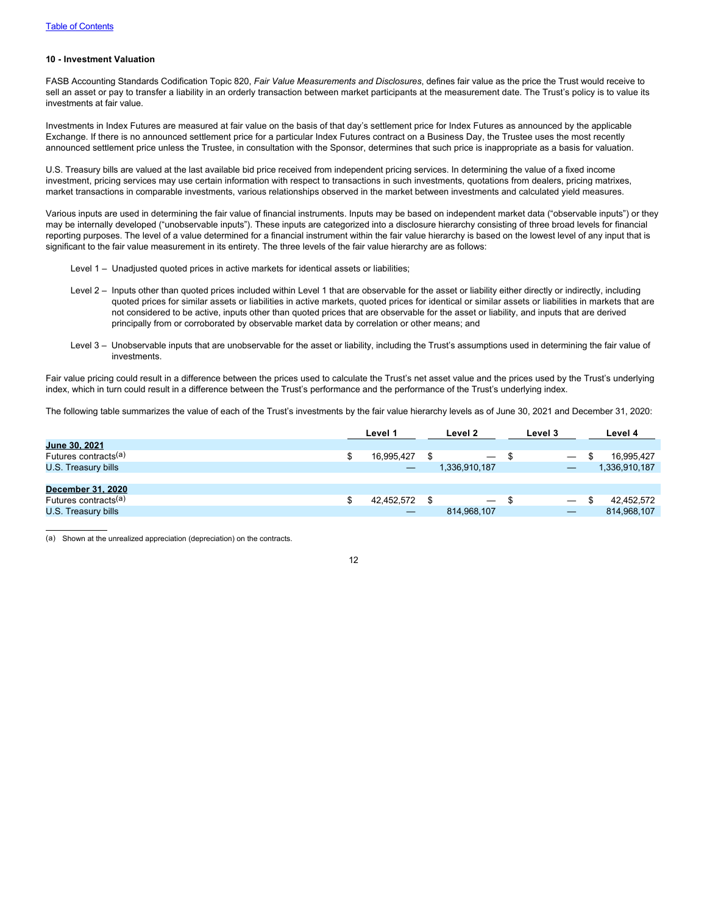### 10 - Investment Valuation

FASB Accounting Standards Codification Topic 820, *Fair Value Measurements and Disclosures*, defines fair value as the price the Trust would receive to sell an asset or pay to transfer a liability in an orderly transaction between market participants at the measurement date. The Trust's policy is to value its investments at fair value.

Investments in Index Futures are measured at fair value on the basis of that day's settlement price for Index Futures as announced by the applicable Exchange. If there is no announced settlement price for a particular Index Futures contract on a Business Day, the Trustee uses the most recently announced settlement price unless the Trustee, in consultation with the Sponsor, determines that such price is inappropriate as a basis for valuation.

U.S. Treasury bills are valued at the last available bid price received from independent pricing services. In determining the value of a fixed income investment, pricing services may use certain information with respect to transactions in such investments, quotations from dealers, pricing matrixes, market transactions in comparable investments, various relationships observed in the market between investments and calculated yield measures.

Various inputs are used in determining the fair value of financial instruments. Inputs may be based on independent market data ("observable inputs") or they may be internally developed ("unobservable inputs"). These inputs are categorized into a disclosure hierarchy consisting of three broad levels for financial reporting purposes. The level of a value determined for a financial instrument within the fair value hierarchy is based on the lowest level of any input that is significant to the fair value measurement in its entirety. The three levels of the fair value hierarchy are as follows:

Level 1 – Unadjusted quoted prices in active markets for identical assets or liabilities;

Level 2 – Inputs other than quoted prices included within Level 1 that are observable for the asset or liability either directly or indirectly, including quoted prices for similar assets or liabilities in active markets, quoted prices for identical or similar assets or liabilities in markets that are not considered to be active, inputs other than quoted prices that are observable for the asset or liability, and inputs that are derived principally from or corroborated by observable market data by correlation or other means; and

Level 3 – Unobservable inputs that are unobservable for the asset or liability, including the Trust's assumptions used in determining the fair value of investments.

Fair value pricing could result in a difference between the prices used to calculate the Trust's net asset value and the prices used by the Trust's underlying index, which in turn could result in a difference between the Trust's performance and the performance of the Trust's underlying index.

The following table summarizes the value of each of the Trust's investments by the fair value hierarchy levels as of June 30, 2021 and December 31, 2020:

| | Level 1 | Level 2 | Level 3 | Level 4 |
|---|---|---|---|---|
| **June 30, 2021** | | | | |
| Futures contracts[(a)] | $ 16,995,427 | $ — | $ — | $ 16,995,427 |
| U.S. Treasury bills | — | 1,336,910,187 | — | 1,336,910,187 |
| | | | | |
| **December 31, 2020** | | | | |
| Futures contracts[(a)] | $ 42,452,572 | $ — | $ — | $ 42,452,572 |
| U.S. Treasury bills | — | 814,968,107 | — | 814,968,107 |

(a) Shown at the unrealized appreciation (depreciation) on the contracts.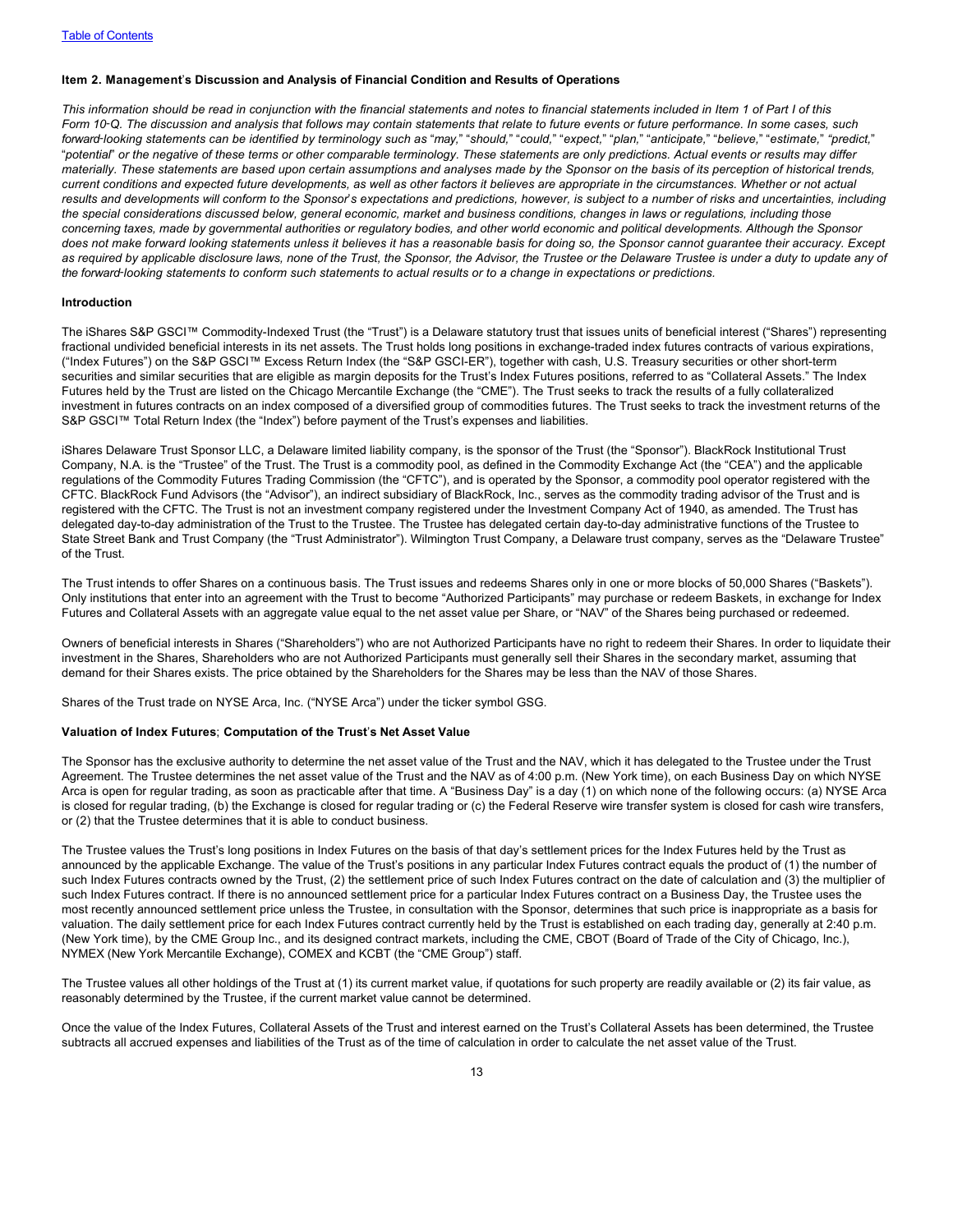### Item 2. Management's Discussion and Analysis of Financial Condition and Results of Operations

*This information should be read in conjunction with the financial statements and notes to financial statements included in Item 1 of Part I of this Form 10-Q. The discussion and analysis that follows may contain statements that relate to future events or future performance. In some cases, such forward-looking statements can be identified by terminology such as "may," "should," "could," "expect," "plan," "anticipate," "believe," "estimate," "predict," "potential" or the negative of these terms or other comparable terminology. These statements are only predictions. Actual events or results may differ materially. These statements are based upon certain assumptions and analyses made by the Sponsor on the basis of its perception of historical trends, current conditions and expected future developments, as well as other factors it believes are appropriate in the circumstances. Whether or not actual results and developments will conform to the Sponsor's expectations and predictions, however, is subject to a number of risks and uncertainties, including the special considerations discussed below, general economic, market and business conditions, changes in laws or regulations, including those concerning taxes, made by governmental authorities or regulatory bodies, and other world economic and political developments. Although the Sponsor does not make forward looking statements unless it believes it has a reasonable basis for doing so, the Sponsor cannot guarantee their accuracy. Except as required by applicable disclosure laws, none of the Trust, the Sponsor, the Advisor, the Trustee or the Delaware Trustee is under a duty to update any of the forward-looking statements to conform such statements to actual results or to a change in expectations or predictions.*

#### Introduction

The iShares S&P GSCI™ Commodity-Indexed Trust (the "Trust") is a Delaware statutory trust that issues units of beneficial interest ("Shares") representing fractional undivided beneficial interests in its net assets. The Trust holds long positions in exchange-traded index futures contracts of various expirations, ("Index Futures") on the S&P GSCI™ Excess Return Index (the "S&P GSCI-ER"), together with cash, U.S. Treasury securities or other short-term securities and similar securities that are eligible as margin deposits for the Trust's Index Futures positions, referred to as "Collateral Assets." The Index Futures held by the Trust are listed on the Chicago Mercantile Exchange (the "CME"). The Trust seeks to track the results of a fully collateralized investment in futures contracts on an index composed of a diversified group of commodities futures. The Trust seeks to track the investment returns of the S&P GSCI™ Total Return Index (the "Index") before payment of the Trust's expenses and liabilities.

iShares Delaware Trust Sponsor LLC, a Delaware limited liability company, is the sponsor of the Trust (the "Sponsor"). BlackRock Institutional Trust Company, N.A. is the "Trustee" of the Trust. The Trust is a commodity pool, as defined in the Commodity Exchange Act (the "CEA") and the applicable regulations of the Commodity Futures Trading Commission (the "CFTC"), and is operated by the Sponsor, a commodity pool operator registered with the CFTC. BlackRock Fund Advisors (the "Advisor"), an indirect subsidiary of BlackRock, Inc., serves as the commodity trading advisor of the Trust and is registered with the CFTC. The Trust is not an investment company registered under the Investment Company Act of 1940, as amended. The Trust has delegated day-to-day administration of the Trust to the Trustee. The Trustee has delegated certain day-to-day administrative functions of the Trustee to State Street Bank and Trust Company (the "Trust Administrator"). Wilmington Trust Company, a Delaware trust company, serves as the "Delaware Trustee" of the Trust.

The Trust intends to offer Shares on a continuous basis. The Trust issues and redeems Shares only in one or more blocks of 50,000 Shares ("Baskets"). Only institutions that enter into an agreement with the Trust to become "Authorized Participants" may purchase or redeem Baskets, in exchange for Index Futures and Collateral Assets with an aggregate value equal to the net asset value per Share, or "NAV" of the Shares being purchased or redeemed.

Owners of beneficial interests in Shares ("Shareholders") who are not Authorized Participants have no right to redeem their Shares. In order to liquidate their investment in the Shares, Shareholders who are not Authorized Participants must generally sell their Shares in the secondary market, assuming that demand for their Shares exists. The price obtained by the Shareholders for the Shares may be less than the NAV of those Shares.

Shares of the Trust trade on NYSE Arca, Inc. ("NYSE Arca") under the ticker symbol GSG.

#### Valuation of Index Futures; Computation of the Trust's Net Asset Value

The Sponsor has the exclusive authority to determine the net asset value of the Trust and the NAV, which it has delegated to the Trustee under the Trust Agreement. The Trustee determines the net asset value of the Trust and the NAV as of 4:00 p.m. (New York time), on each Business Day on which NYSE Arca is open for regular trading, as soon as practicable after that time. A "Business Day" is a day (1) on which none of the following occurs: (a) NYSE Arca is closed for regular trading, (b) the Exchange is closed for regular trading or (c) the Federal Reserve wire transfer system is closed for cash wire transfers, or (2) that the Trustee determines that it is able to conduct business.

The Trustee values the Trust's long positions in Index Futures on the basis of that day's settlement prices for the Index Futures held by the Trust as announced by the applicable Exchange. The value of the Trust's positions in any particular Index Futures contract equals the product of (1) the number of such Index Futures contracts owned by the Trust, (2) the settlement price of such Index Futures contract on the date of calculation and (3) the multiplier of such Index Futures contract. If there is no announced settlement price for a particular Index Futures contract on a Business Day, the Trustee uses the most recently announced settlement price unless the Trustee, in consultation with the Sponsor, determines that such price is inappropriate as a basis for valuation. The daily settlement price for each Index Futures contract currently held by the Trust is established on each trading day, generally at 2:40 p.m. (New York time), by the CME Group Inc., and its designed contract markets, including the CME, CBOT (Board of Trade of the City of Chicago, Inc.), NYMEX (New York Mercantile Exchange), COMEX and KCBT (the "CME Group") staff.

The Trustee values all other holdings of the Trust at (1) its current market value, if quotations for such property are readily available or (2) its fair value, as reasonably determined by the Trustee, if the current market value cannot be determined.

Once the value of the Index Futures, Collateral Assets of the Trust and interest earned on the Trust's Collateral Assets has been determined, the Trustee subtracts all accrued expenses and liabilities of the Trust as of the time of calculation in order to calculate the net asset value of the Trust.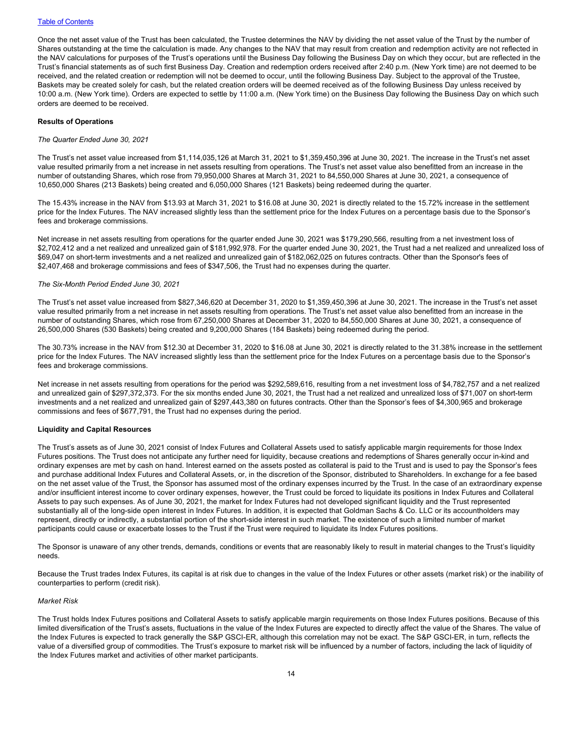Once the net asset value of the Trust has been calculated, the Trustee determines the NAV by dividing the net asset value of the Trust by the number of Shares outstanding at the time the calculation is made. Any changes to the NAV that may result from creation and redemption activity are not reflected in the NAV calculations for purposes of the Trust's operations until the Business Day following the Business Day on which they occur, but are reflected in the Trust's financial statements as of such first Business Day. Creation and redemption orders received after 2:40 p.m. (New York time) are not deemed to be received, and the related creation or redemption will not be deemed to occur, until the following Business Day. Subject to the approval of the Trustee, Baskets may be created solely for cash, but the related creation orders will be deemed received as of the following Business Day unless received by 10:00 a.m. (New York time). Orders are expected to settle by 11:00 a.m. (New York time) on the Business Day following the Business Day on which such orders are deemed to be received.

**Results of Operations**

*The Quarter Ended June 30, 2021*

The Trust's net asset value increased from $1,114,035,126 at March 31, 2021 to $1,359,450,396 at June 30, 2021. The increase in the Trust's net asset value resulted primarily from a net increase in net assets resulting from operations. The Trust's net asset value also benefitted from an increase in the number of outstanding Shares, which rose from 79,950,000 Shares at March 31, 2021 to 84,550,000 Shares at June 30, 2021, a consequence of 10,650,000 Shares (213 Baskets) being created and 6,050,000 Shares (121 Baskets) being redeemed during the quarter.

The 15.43% increase in the NAV from $13.93 at March 31, 2021 to $16.08 at June 30, 2021 is directly related to the 15.72% increase in the settlement price for the Index Futures. The NAV increased slightly less than the settlement price for the Index Futures on a percentage basis due to the Sponsor's fees and brokerage commissions.

Net increase in net assets resulting from operations for the quarter ended June 30, 2021 was $179,290,566, resulting from a net investment loss of $2,702,412 and a net realized and unrealized gain of $181,992,978. For the quarter ended June 30, 2021, the Trust had a net realized and unrealized loss of $69,047 on short-term investments and a net realized and unrealized gain of $182,062,025 on futures contracts. Other than the Sponsor's fees of $2,407,468 and brokerage commissions and fees of $347,506, the Trust had no expenses during the quarter.

*The Six-Month Period Ended June 30, 2021*

The Trust's net asset value increased from $827,346,620 at December 31, 2020 to $1,359,450,396 at June 30, 2021. The increase in the Trust's net asset value resulted primarily from a net increase in net assets resulting from operations. The Trust's net asset value also benefitted from an increase in the number of outstanding Shares, which rose from 67,250,000 Shares at December 31, 2020 to 84,550,000 Shares at June 30, 2021, a consequence of 26,500,000 Shares (530 Baskets) being created and 9,200,000 Shares (184 Baskets) being redeemed during the period.

The 30.73% increase in the NAV from $12.30 at December 31, 2020 to $16.08 at June 30, 2021 is directly related to the 31.38% increase in the settlement price for the Index Futures. The NAV increased slightly less than the settlement price for the Index Futures on a percentage basis due to the Sponsor's fees and brokerage commissions.

Net increase in net assets resulting from operations for the period was $292,589,616, resulting from a net investment loss of $4,782,757 and a net realized and unrealized gain of $297,372,373. For the six months ended June 30, 2021, the Trust had a net realized and unrealized loss of $71,007 on short-term investments and a net realized and unrealized gain of $297,443,380 on futures contracts. Other than the Sponsor's fees of $4,300,965 and brokerage commissions and fees of $677,791, the Trust had no expenses during the period.

**Liquidity and Capital Resources**

The Trust's assets as of June 30, 2021 consist of Index Futures and Collateral Assets used to satisfy applicable margin requirements for those Index Futures positions. The Trust does not anticipate any further need for liquidity, because creations and redemptions of Shares generally occur in-kind and ordinary expenses are met by cash on hand. Interest earned on the assets posted as collateral is paid to the Trust and is used to pay the Sponsor's fees and purchase additional Index Futures and Collateral Assets, or, in the discretion of the Sponsor, distributed to Shareholders. In exchange for a fee based on the net asset value of the Trust, the Sponsor has assumed most of the ordinary expenses incurred by the Trust. In the case of an extraordinary expense and/or insufficient interest income to cover ordinary expenses, however, the Trust could be forced to liquidate its positions in Index Futures and Collateral Assets to pay such expenses. As of June 30, 2021, the market for Index Futures had not developed significant liquidity and the Trust represented substantially all of the long-side open interest in Index Futures. In addition, it is expected that Goldman Sachs & Co. LLC or its accountholders may represent, directly or indirectly, a substantial portion of the short-side interest in such market. The existence of such a limited number of market participants could cause or exacerbate losses to the Trust if the Trust were required to liquidate its Index Futures positions.

The Sponsor is unaware of any other trends, demands, conditions or events that are reasonably likely to result in material changes to the Trust's liquidity needs.

Because the Trust trades Index Futures, its capital is at risk due to changes in the value of the Index Futures or other assets (market risk) or the inability of counterparties to perform (credit risk).

*Market Risk*

The Trust holds Index Futures positions and Collateral Assets to satisfy applicable margin requirements on those Index Futures positions. Because of this limited diversification of the Trust's assets, fluctuations in the value of the Index Futures are expected to directly affect the value of the Shares. The value of the Index Futures is expected to track generally the S&P GSCI-ER, although this correlation may not be exact. The S&P GSCI-ER, in turn, reflects the value of a diversified group of commodities. The Trust's exposure to market risk will be influenced by a number of factors, including the lack of liquidity of the Index Futures market and activities of other market participants.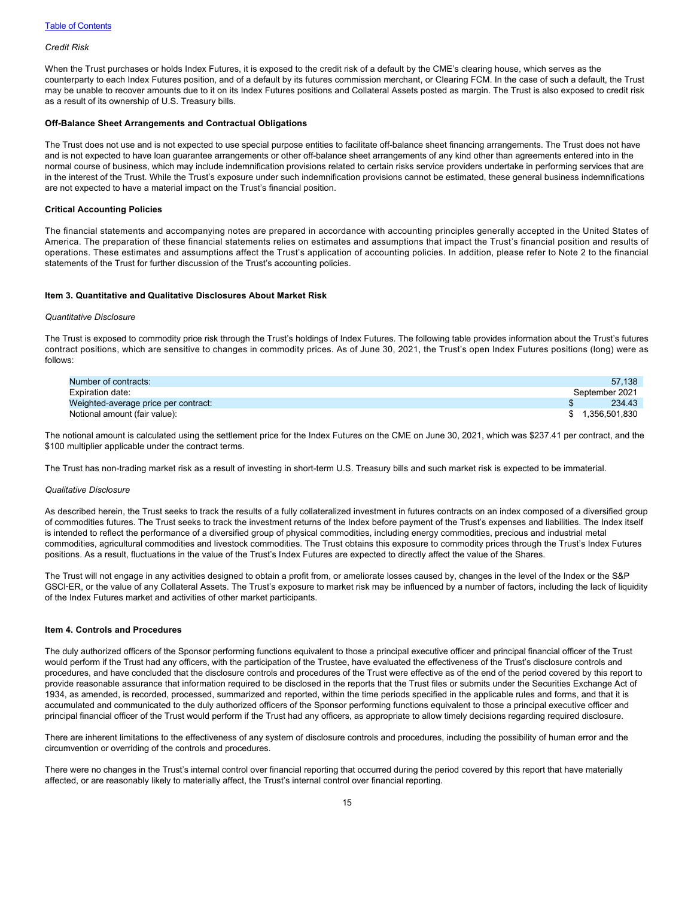*Credit Risk*

When the Trust purchases or holds Index Futures, it is exposed to the credit risk of a default by the CME's clearing house, which serves as the counterparty to each Index Futures position, and of a default by its futures commission merchant, or Clearing FCM. In the case of such a default, the Trust may be unable to recover amounts due to it on its Index Futures positions and Collateral Assets posted as margin. The Trust is also exposed to credit risk as a result of its ownership of U.S. Treasury bills.

**Off-Balance Sheet Arrangements and Contractual Obligations**

The Trust does not use and is not expected to use special purpose entities to facilitate off-balance sheet financing arrangements. The Trust does not have and is not expected to have loan guarantee arrangements or other off-balance sheet arrangements of any kind other than agreements entered into in the normal course of business, which may include indemnification provisions related to certain risks service providers undertake in performing services that are in the interest of the Trust. While the Trust's exposure under such indemnification provisions cannot be estimated, these general business indemnifications are not expected to have a material impact on the Trust's financial position.

**Critical Accounting Policies**

The financial statements and accompanying notes are prepared in accordance with accounting principles generally accepted in the United States of America. The preparation of these financial statements relies on estimates and assumptions that impact the Trust's financial position and results of operations. These estimates and assumptions affect the Trust's application of accounting policies. In addition, please refer to Note 2 to the financial statements of the Trust for further discussion of the Trust's accounting policies.

**Item 3. Quantitative and Qualitative Disclosures About Market Risk**

*Quantitative Disclosure*

The Trust is exposed to commodity price risk through the Trust's holdings of Index Futures. The following table provides information about the Trust's futures contract positions, which are sensitive to changes in commodity prices. As of June 30, 2021, the Trust's open Index Futures positions (long) were as follows:

| | |
|---|---|
| Number of contracts: | 57,138 |
| Expiration date: | September 2021 |
| Weighted-average price per contract: | $ 234.43 |
| Notional amount (fair value): | $ 1,356,501,830 |

The notional amount is calculated using the settlement price for the Index Futures on the CME on June 30, 2021, which was $237.41 per contract, and the $100 multiplier applicable under the contract terms.

The Trust has non-trading market risk as a result of investing in short-term U.S. Treasury bills and such market risk is expected to be immaterial.

*Qualitative Disclosure*

As described herein, the Trust seeks to track the results of a fully collateralized investment in futures contracts on an index composed of a diversified group of commodities futures. The Trust seeks to track the investment returns of the Index before payment of the Trust's expenses and liabilities. The Index itself is intended to reflect the performance of a diversified group of physical commodities, including energy commodities, precious and industrial metal commodities, agricultural commodities and livestock commodities. The Trust obtains this exposure to commodity prices through the Trust's Index Futures positions. As a result, fluctuations in the value of the Trust's Index Futures are expected to directly affect the value of the Shares.

The Trust will not engage in any activities designed to obtain a profit from, or ameliorate losses caused by, changes in the level of the Index or the S&P GSCI-ER, or the value of any Collateral Assets. The Trust's exposure to market risk may be influenced by a number of factors, including the lack of liquidity of the Index Futures market and activities of other market participants.

**Item 4. Controls and Procedures**

The duly authorized officers of the Sponsor performing functions equivalent to those a principal executive officer and principal financial officer of the Trust would perform if the Trust had any officers, with the participation of the Trustee, have evaluated the effectiveness of the Trust's disclosure controls and procedures, and have concluded that the disclosure controls and procedures of the Trust were effective as of the end of the period covered by this report to provide reasonable assurance that information required to be disclosed in the reports that the Trust files or submits under the Securities Exchange Act of 1934, as amended, is recorded, processed, summarized and reported, within the time periods specified in the applicable rules and forms, and that it is accumulated and communicated to the duly authorized officers of the Sponsor performing functions equivalent to those a principal executive officer and principal financial officer of the Trust would perform if the Trust had any officers, as appropriate to allow timely decisions regarding required disclosure.

There are inherent limitations to the effectiveness of any system of disclosure controls and procedures, including the possibility of human error and the circumvention or overriding of the controls and procedures.

There were no changes in the Trust's internal control over financial reporting that occurred during the period covered by this report that have materially affected, or are reasonably likely to materially affect, the Trust's internal control over financial reporting.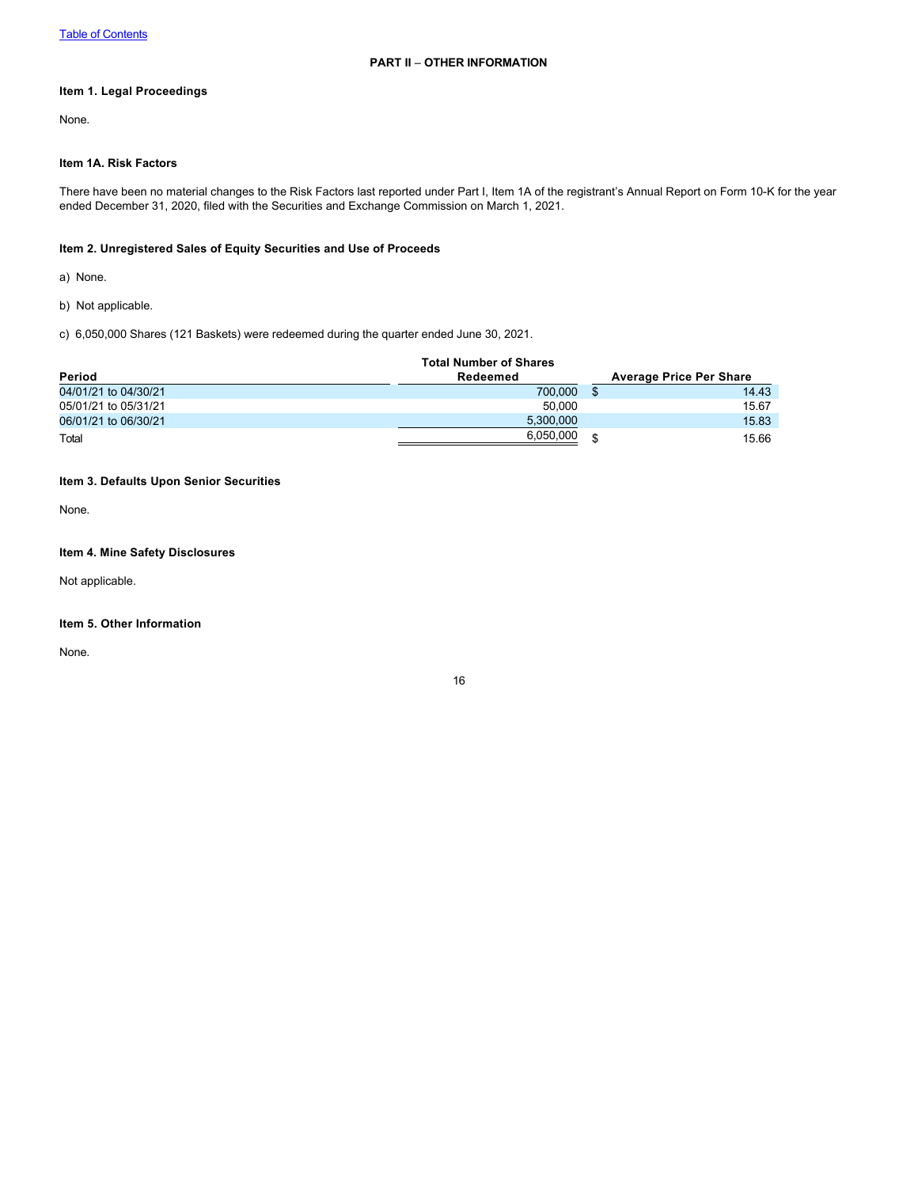Table of Contents

## PART II – OTHER INFORMATION

### Item 1. Legal Proceedings

None.

### Item 1A. Risk Factors

There have been no material changes to the Risk Factors last reported under Part I, Item 1A of the registrant's Annual Report on Form 10-K for the year ended December 31, 2020, filed with the Securities and Exchange Commission on March 1, 2021.

### Item 2. Unregistered Sales of Equity Securities and Use of Proceeds

a) None.

b) Not applicable.

c) 6,050,000 Shares (121 Baskets) were redeemed during the quarter ended June 30, 2021.

| Period | Total Number of Shares Redeemed | Average Price Per Share |
|---|---|---|
| 04/01/21 to 04/30/21 | 700,000 | $ 14.43 |
| 05/01/21 to 05/31/21 | 50,000 | 15.67 |
| 06/01/21 to 06/30/21 | 5,300,000 | 15.83 |
| Total | 6,050,000 | $ 15.66 |

### Item 3. Defaults Upon Senior Securities

None.

### Item 4. Mine Safety Disclosures

Not applicable.

### Item 5. Other Information

None.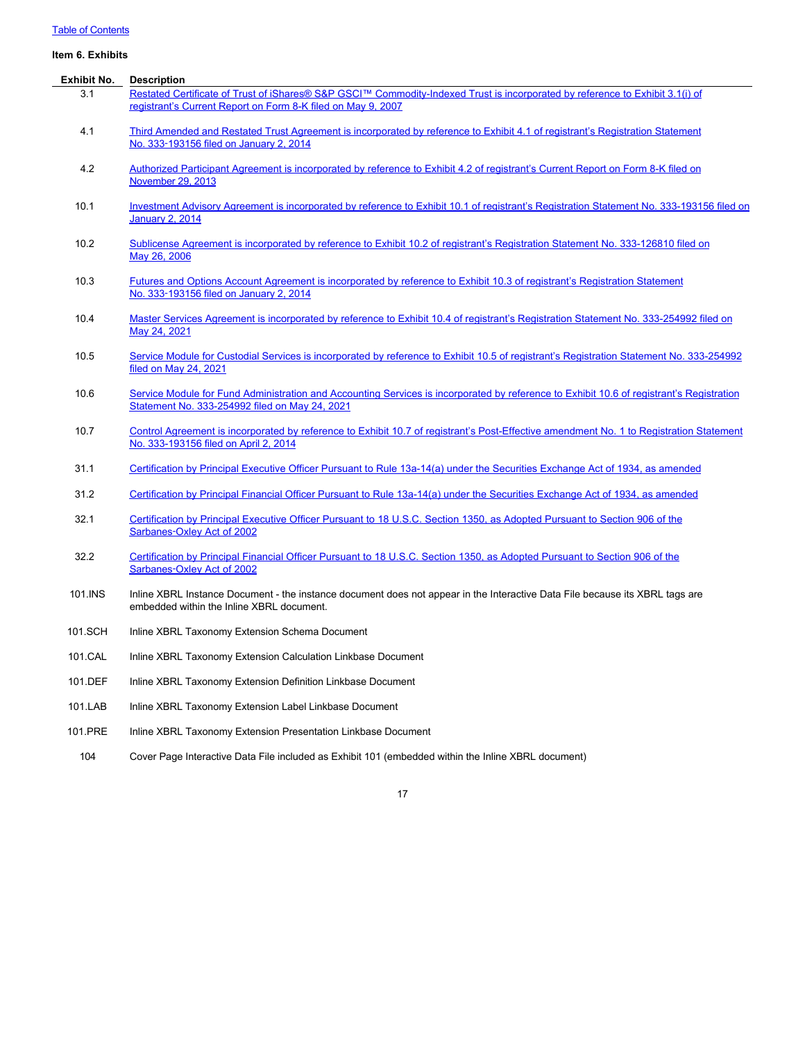Table of Contents

**Item 6. Exhibits**

| Exhibit No. | Description |
|---|---|
| 3.1 | Restated Certificate of Trust of iShares® S&P GSCI™ Commodity-Indexed Trust is incorporated by reference to Exhibit 3.1(i) of registrant's Current Report on Form 8-K filed on May 9, 2007 |
| 4.1 | Third Amended and Restated Trust Agreement is incorporated by reference to Exhibit 4.1 of registrant's Registration Statement No. 333-193156 filed on January 2, 2014 |
| 4.2 | Authorized Participant Agreement is incorporated by reference to Exhibit 4.2 of registrant's Current Report on Form 8-K filed on November 29, 2013 |
| 10.1 | Investment Advisory Agreement is incorporated by reference to Exhibit 10.1 of registrant's Registration Statement No. 333-193156 filed on January 2, 2014 |
| 10.2 | Sublicense Agreement is incorporated by reference to Exhibit 10.2 of registrant's Registration Statement No. 333-126810 filed on May 26, 2006 |
| 10.3 | Futures and Options Account Agreement is incorporated by reference to Exhibit 10.3 of registrant's Registration Statement No. 333-193156 filed on January 2, 2014 |
| 10.4 | Master Services Agreement is incorporated by reference to Exhibit 10.4 of registrant's Registration Statement No. 333-254992 filed on May 24, 2021 |
| 10.5 | Service Module for Custodial Services is incorporated by reference to Exhibit 10.5 of registrant's Registration Statement No. 333-254992 filed on May 24, 2021 |
| 10.6 | Service Module for Fund Administration and Accounting Services is incorporated by reference to Exhibit 10.6 of registrant's Registration Statement No. 333-254992 filed on May 24, 2021 |
| 10.7 | Control Agreement is incorporated by reference to Exhibit 10.7 of registrant's Post-Effective amendment No. 1 to Registration Statement No. 333-193156 filed on April 2, 2014 |
| 31.1 | Certification by Principal Executive Officer Pursuant to Rule 13a-14(a) under the Securities Exchange Act of 1934, as amended |
| 31.2 | Certification by Principal Financial Officer Pursuant to Rule 13a-14(a) under the Securities Exchange Act of 1934, as amended |
| 32.1 | Certification by Principal Executive Officer Pursuant to 18 U.S.C. Section 1350, as Adopted Pursuant to Section 906 of the Sarbanes-Oxley Act of 2002 |
| 32.2 | Certification by Principal Financial Officer Pursuant to 18 U.S.C. Section 1350, as Adopted Pursuant to Section 906 of the Sarbanes-Oxley Act of 2002 |
| 101.INS | Inline XBRL Instance Document - the instance document does not appear in the Interactive Data File because its XBRL tags are embedded within the Inline XBRL document. |
| 101.SCH | Inline XBRL Taxonomy Extension Schema Document |
| 101.CAL | Inline XBRL Taxonomy Extension Calculation Linkbase Document |
| 101.DEF | Inline XBRL Taxonomy Extension Definition Linkbase Document |
| 101.LAB | Inline XBRL Taxonomy Extension Label Linkbase Document |
| 101.PRE | Inline XBRL Taxonomy Extension Presentation Linkbase Document |
| 104 | Cover Page Interactive Data File included as Exhibit 101 (embedded within the Inline XBRL document) |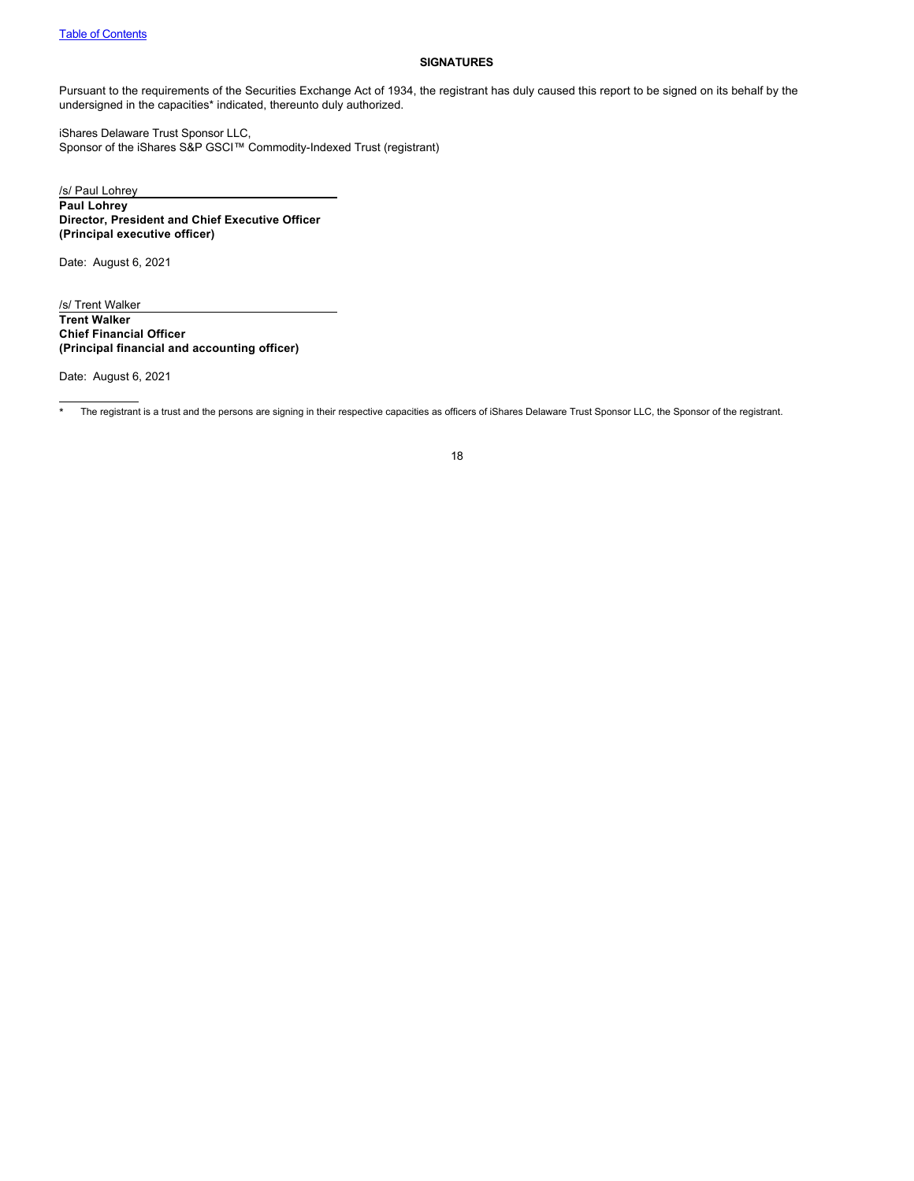#### SIGNATURES

Pursuant to the requirements of the Securities Exchange Act of 1934, the registrant has duly caused this report to be signed on its behalf by the undersigned in the capacities* indicated, thereunto duly authorized.

iShares Delaware Trust Sponsor LLC,
Sponsor of the iShares S&P GSCI™ Commodity-Indexed Trust (registrant)

/s/ Paul Lohrey
**Paul Lohrey**
**Director, President and Chief Executive Officer**
**(Principal executive officer)**

Date: August 6, 2021

/s/ Trent Walker
**Trent Walker**
**Chief Financial Officer**
**(Principal financial and accounting officer)**

Date: August 6, 2021

* The registrant is a trust and the persons are signing in their respective capacities as officers of iShares Delaware Trust Sponsor LLC, the Sponsor of the registrant.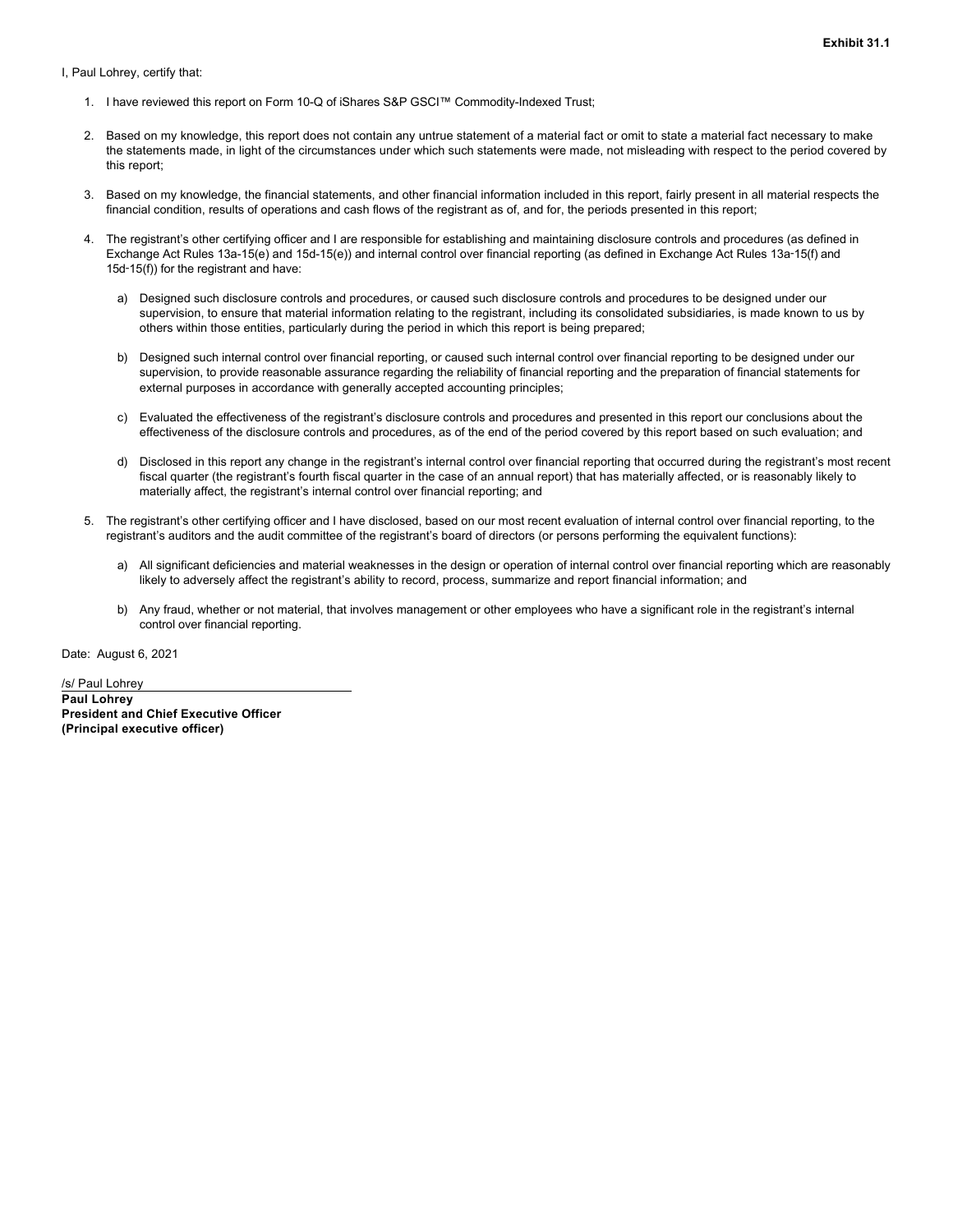**Exhibit 31.1**

I, Paul Lohrey, certify that:

1. I have reviewed this report on Form 10-Q of iShares S&P GSCI™ Commodity-Indexed Trust;

2. Based on my knowledge, this report does not contain any untrue statement of a material fact or omit to state a material fact necessary to make the statements made, in light of the circumstances under which such statements were made, not misleading with respect to the period covered by this report;

3. Based on my knowledge, the financial statements, and other financial information included in this report, fairly present in all material respects the financial condition, results of operations and cash flows of the registrant as of, and for, the periods presented in this report;

4. The registrant's other certifying officer and I are responsible for establishing and maintaining disclosure controls and procedures (as defined in Exchange Act Rules 13a-15(e) and 15d-15(e)) and internal control over financial reporting (as defined in Exchange Act Rules 13a-15(f) and 15d-15(f)) for the registrant and have:

   a) Designed such disclosure controls and procedures, or caused such disclosure controls and procedures to be designed under our supervision, to ensure that material information relating to the registrant, including its consolidated subsidiaries, is made known to us by others within those entities, particularly during the period in which this report is being prepared;

   b) Designed such internal control over financial reporting, or caused such internal control over financial reporting to be designed under our supervision, to provide reasonable assurance regarding the reliability of financial reporting and the preparation of financial statements for external purposes in accordance with generally accepted accounting principles;

   c) Evaluated the effectiveness of the registrant's disclosure controls and procedures and presented in this report our conclusions about the effectiveness of the disclosure controls and procedures, as of the end of the period covered by this report based on such evaluation; and

   d) Disclosed in this report any change in the registrant's internal control over financial reporting that occurred during the registrant's most recent fiscal quarter (the registrant's fourth fiscal quarter in the case of an annual report) that has materially affected, or is reasonably likely to materially affect, the registrant's internal control over financial reporting; and

5. The registrant's other certifying officer and I have disclosed, based on our most recent evaluation of internal control over financial reporting, to the registrant's auditors and the audit committee of the registrant's board of directors (or persons performing the equivalent functions):

   a) All significant deficiencies and material weaknesses in the design or operation of internal control over financial reporting which are reasonably likely to adversely affect the registrant's ability to record, process, summarize and report financial information; and

   b) Any fraud, whether or not material, that involves management or other employees who have a significant role in the registrant's internal control over financial reporting.

Date: August 6, 2021

/s/ Paul Lohrey

**Paul Lohrey**
**President and Chief Executive Officer**
**(Principal executive officer)**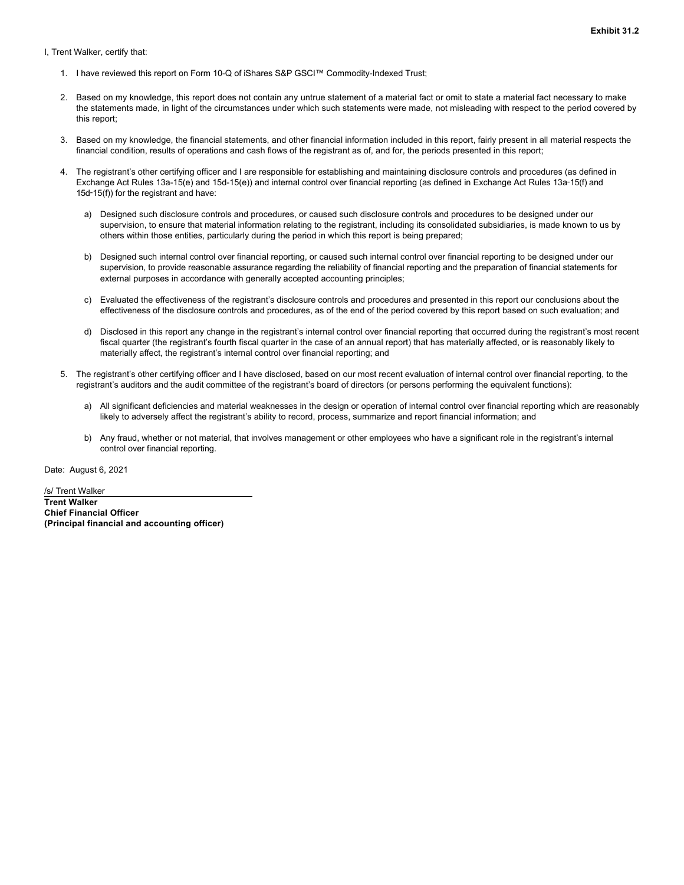**Exhibit 31.2**

I, Trent Walker, certify that:

1. I have reviewed this report on Form 10-Q of iShares S&P GSCI™ Commodity-Indexed Trust;

2. Based on my knowledge, this report does not contain any untrue statement of a material fact or omit to state a material fact necessary to make the statements made, in light of the circumstances under which such statements were made, not misleading with respect to the period covered by this report;

3. Based on my knowledge, the financial statements, and other financial information included in this report, fairly present in all material respects the financial condition, results of operations and cash flows of the registrant as of, and for, the periods presented in this report;

4. The registrant's other certifying officer and I are responsible for establishing and maintaining disclosure controls and procedures (as defined in Exchange Act Rules 13a-15(e) and 15d-15(e)) and internal control over financial reporting (as defined in Exchange Act Rules 13a-15(f) and 15d-15(f)) for the registrant and have:

   a) Designed such disclosure controls and procedures, or caused such disclosure controls and procedures to be designed under our supervision, to ensure that material information relating to the registrant, including its consolidated subsidiaries, is made known to us by others within those entities, particularly during the period in which this report is being prepared;

   b) Designed such internal control over financial reporting, or caused such internal control over financial reporting to be designed under our supervision, to provide reasonable assurance regarding the reliability of financial reporting and the preparation of financial statements for external purposes in accordance with generally accepted accounting principles;

   c) Evaluated the effectiveness of the registrant's disclosure controls and procedures and presented in this report our conclusions about the effectiveness of the disclosure controls and procedures, as of the end of the period covered by this report based on such evaluation; and

   d) Disclosed in this report any change in the registrant's internal control over financial reporting that occurred during the registrant's most recent fiscal quarter (the registrant's fourth fiscal quarter in the case of an annual report) that has materially affected, or is reasonably likely to materially affect, the registrant's internal control over financial reporting; and

5. The registrant's other certifying officer and I have disclosed, based on our most recent evaluation of internal control over financial reporting, to the registrant's auditors and the audit committee of the registrant's board of directors (or persons performing the equivalent functions):

   a) All significant deficiencies and material weaknesses in the design or operation of internal control over financial reporting which are reasonably likely to adversely affect the registrant's ability to record, process, summarize and report financial information; and

   b) Any fraud, whether or not material, that involves management or other employees who have a significant role in the registrant's internal control over financial reporting.

Date: August 6, 2021

/s/ Trent Walker

**Trent Walker**
**Chief Financial Officer**
**(Principal financial and accounting officer)**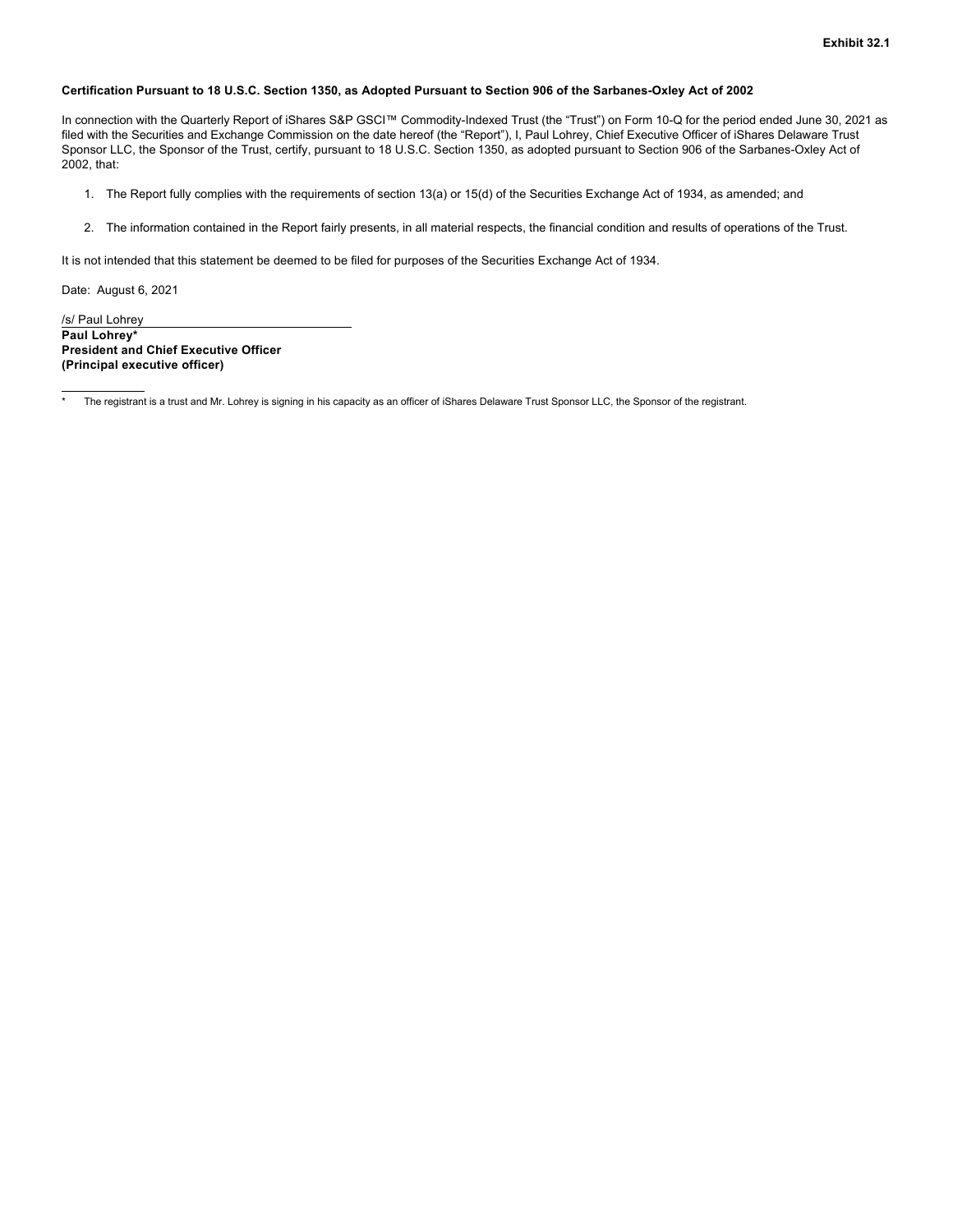**Exhibit 32.1**

**Certification Pursuant to 18 U.S.C. Section 1350, as Adopted Pursuant to Section 906 of the Sarbanes-Oxley Act of 2002**

In connection with the Quarterly Report of iShares S&P GSCI™ Commodity-Indexed Trust (the "Trust") on Form 10-Q for the period ended June 30, 2021 as filed with the Securities and Exchange Commission on the date hereof (the "Report"), I, Paul Lohrey, Chief Executive Officer of iShares Delaware Trust Sponsor LLC, the Sponsor of the Trust, certify, pursuant to 18 U.S.C. Section 1350, as adopted pursuant to Section 906 of the Sarbanes-Oxley Act of 2002, that:

1. The Report fully complies with the requirements of section 13(a) or 15(d) of the Securities Exchange Act of 1934, as amended; and

2. The information contained in the Report fairly presents, in all material respects, the financial condition and results of operations of the Trust.

It is not intended that this statement be deemed to be filed for purposes of the Securities Exchange Act of 1934.

Date: August 6, 2021

/s/ Paul Lohrey
**Paul Lohrey***
**President and Chief Executive Officer**
**(Principal executive officer)**

\* The registrant is a trust and Mr. Lohrey is signing in his capacity as an officer of iShares Delaware Trust Sponsor LLC, the Sponsor of the registrant.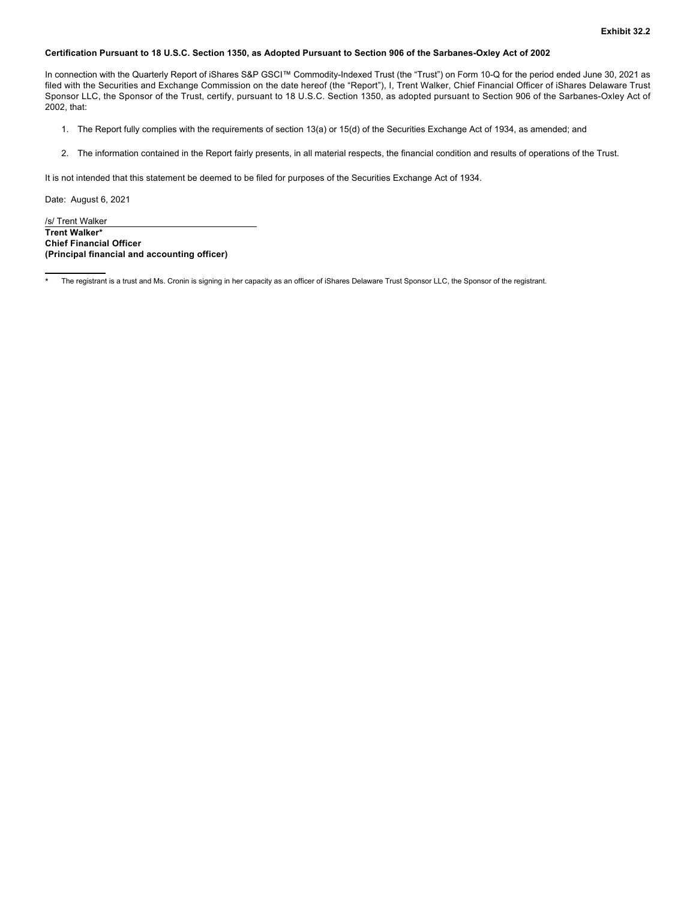**Exhibit 32.2**

**Certification Pursuant to 18 U.S.C. Section 1350, as Adopted Pursuant to Section 906 of the Sarbanes-Oxley Act of 2002**

In connection with the Quarterly Report of iShares S&P GSCI™ Commodity-Indexed Trust (the "Trust") on Form 10-Q for the period ended June 30, 2021 as filed with the Securities and Exchange Commission on the date hereof (the "Report"), I, Trent Walker, Chief Financial Officer of iShares Delaware Trust Sponsor LLC, the Sponsor of the Trust, certify, pursuant to 18 U.S.C. Section 1350, as adopted pursuant to Section 906 of the Sarbanes-Oxley Act of 2002, that:

1. The Report fully complies with the requirements of section 13(a) or 15(d) of the Securities Exchange Act of 1934, as amended; and

2. The information contained in the Report fairly presents, in all material respects, the financial condition and results of operations of the Trust.

It is not intended that this statement be deemed to be filed for purposes of the Securities Exchange Act of 1934.

Date: August 6, 2021

/s/ Trent Walker
**Trent Walker***
**Chief Financial Officer**
**(Principal financial and accounting officer)**

---

* The registrant is a trust and Ms. Cronin is signing in her capacity as an officer of iShares Delaware Trust Sponsor LLC, the Sponsor of the registrant.